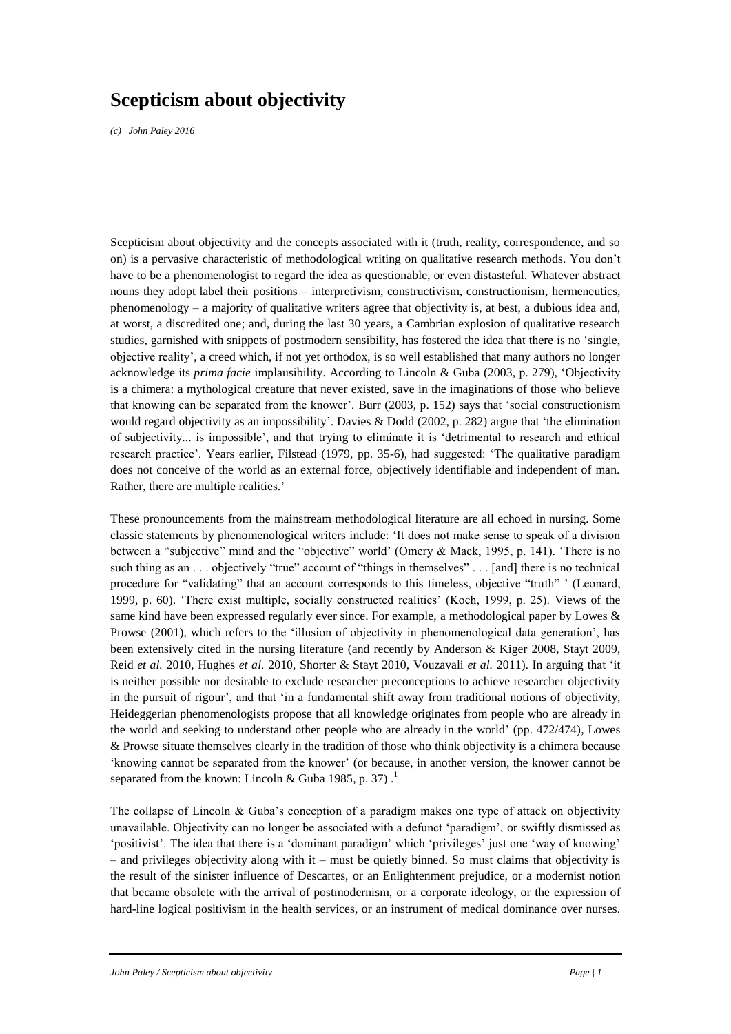# Scepticism about objectivity

*(c) John Paley 2016*

Scepticism about objectivity and the concepts associated with it (truth, reality, correspondence, and so on) is a pervasive characteristic of methodological writing on qualitative research methods. You don't have to be a phenomenologist to regard the idea as questionable, or even distasteful. Whatever abstract nouns they adopt label their positions – interpretivism, constructivism, constructionism, hermeneutics, phenomenology – a majority of qualitative writers agree that objectivity is, at best, a dubious idea and, at worst, a discredited one; and, during the last 30 years, a Cambrian explosion of qualitative research studies, garnished with snippets of postmodern sensibility, has fostered the idea that there is no 'single, objective reality', a creed which, if not yet orthodox, is so well established that many authors no longer acknowledge its *prima facie* implausibility. According to Lincoln & Guba (2003, p. 279), 'Objectivity is a chimera: a mythological creature that never existed, save in the imaginations of those who believe that knowing can be separated from the knower'. Burr (2003, p. 152) says that 'social constructionism would regard objectivity as an impossibility'. Davies & Dodd (2002, p. 282) argue that 'the elimination of subjectivity... is impossible', and that trying to eliminate it is 'detrimental to research and ethical research practice'. Years earlier, Filstead (1979, pp. 35-6), had suggested: 'The qualitative paradigm does not conceive of the world as an external force, objectively identifiable and independent of man. Rather, there are multiple realities.'

These pronouncements from the mainstream methodological literature are all echoed in nursing. Some classic statements by phenomenological writers include: 'It does not make sense to speak of a division between a "subjective" mind and the "objective" world' (Omery & Mack, 1995, p. 141). 'There is no such thing as an . . . objectively "true" account of "things in themselves" . . . [and] there is no technical procedure for "validating" that an account corresponds to this timeless, objective "truth" ' (Leonard, 1999, p. 60). 'There exist multiple, socially constructed realities' (Koch, 1999, p. 25). Views of the same kind have been expressed regularly ever since. For example, a methodological paper by Lowes & Prowse (2001), which refers to the 'illusion of objectivity in phenomenological data generation', has been extensively cited in the nursing literature (and recently by Anderson & Kiger 2008, Stayt 2009, Reid *et al.* 2010, Hughes *et al.* 2010, Shorter & Stayt 2010, Vouzavali *et al.* 2011). In arguing that 'it is neither possible nor desirable to exclude researcher preconceptions to achieve researcher objectivity in the pursuit of rigour', and that 'in a fundamental shift away from traditional notions of objectivity, Heideggerian phenomenologists propose that all knowledge originates from people who are already in the world and seeking to understand other people who are already in the world' (pp. 472/474), Lowes & Prowse situate themselves clearly in the tradition of those who think objectivity is a chimera because 'knowing cannot be separated from the knower' (or because, in another version, the knower cannot be separated from the known: Lincoln & Guba 1985, p. 37).[1]

The collapse of Lincoln & Guba's conception of a paradigm makes one type of attack on objectivity unavailable. Objectivity can no longer be associated with a defunct 'paradigm', or swiftly dismissed as 'positivist'. The idea that there is a 'dominant paradigm' which 'privileges' just one 'way of knowing' – and privileges objectivity along with it – must be quietly binned. So must claims that objectivity is the result of the sinister influence of Descartes, or an Enlightenment prejudice, or a modernist notion that became obsolete with the arrival of postmodernism, or a corporate ideology, or the expression of hard-line logical positivism in the health services, or an instrument of medical dominance over nurses.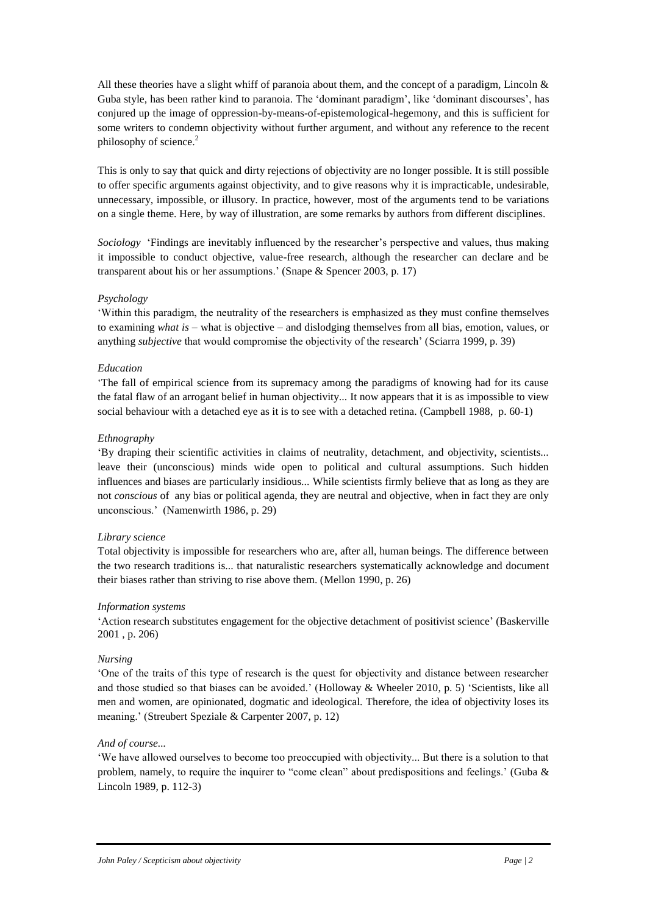All these theories have a slight whiff of paranoia about them, and the concept of a paradigm, Lincoln & Guba style, has been rather kind to paranoia. The 'dominant paradigm', like 'dominant discourses', has conjured up the image of oppression-by-means-of-epistemological-hegemony, and this is sufficient for some writers to condemn objectivity without further argument, and without any reference to the recent philosophy of science.[2]

This is only to say that quick and dirty rejections of objectivity are no longer possible. It is still possible to offer specific arguments against objectivity, and to give reasons why it is impracticable, undesirable, unnecessary, impossible, or illusory. In practice, however, most of the arguments tend to be variations on a single theme. Here, by way of illustration, are some remarks by authors from different disciplines.

*Sociology* 'Findings are inevitably influenced by the researcher's perspective and values, thus making it impossible to conduct objective, value-free research, although the researcher can declare and be transparent about his or her assumptions.' (Snape & Spencer 2003, p. 17)

*Psychology*
'Within this paradigm, the neutrality of the researchers is emphasized as they must confine themselves to examining *what is* – what is objective – and dislodging themselves from all bias, emotion, values, or anything *subjective* that would compromise the objectivity of the research' (Sciarra 1999, p. 39)

*Education*
'The fall of empirical science from its supremacy among the paradigms of knowing had for its cause the fatal flaw of an arrogant belief in human objectivity... It now appears that it is as impossible to view social behaviour with a detached eye as it is to see with a detached retina. (Campbell 1988, p. 60-1)

*Ethnography*
'By draping their scientific activities in claims of neutrality, detachment, and objectivity, scientists... leave their (unconscious) minds wide open to political and cultural assumptions. Such hidden influences and biases are particularly insidious... While scientists firmly believe that as long as they are not *conscious* of any bias or political agenda, they are neutral and objective, when in fact they are only unconscious.' (Namenwirth 1986, p. 29)

*Library science*
Total objectivity is impossible for researchers who are, after all, human beings. The difference between the two research traditions is... that naturalistic researchers systematically acknowledge and document their biases rather than striving to rise above them. (Mellon 1990, p. 26)

*Information systems*
'Action research substitutes engagement for the objective detachment of positivist science' (Baskerville 2001 , p. 206)

*Nursing*
'One of the traits of this type of research is the quest for objectivity and distance between researcher and those studied so that biases can be avoided.' (Holloway & Wheeler 2010, p. 5) 'Scientists, like all men and women, are opinionated, dogmatic and ideological. Therefore, the idea of objectivity loses its meaning.' (Streubert Speziale & Carpenter 2007, p. 12)

*And of course...*
'We have allowed ourselves to become too preoccupied with objectivity... But there is a solution to that problem, namely, to require the inquirer to "come clean" about predispositions and feelings.' (Guba & Lincoln 1989, p. 112-3)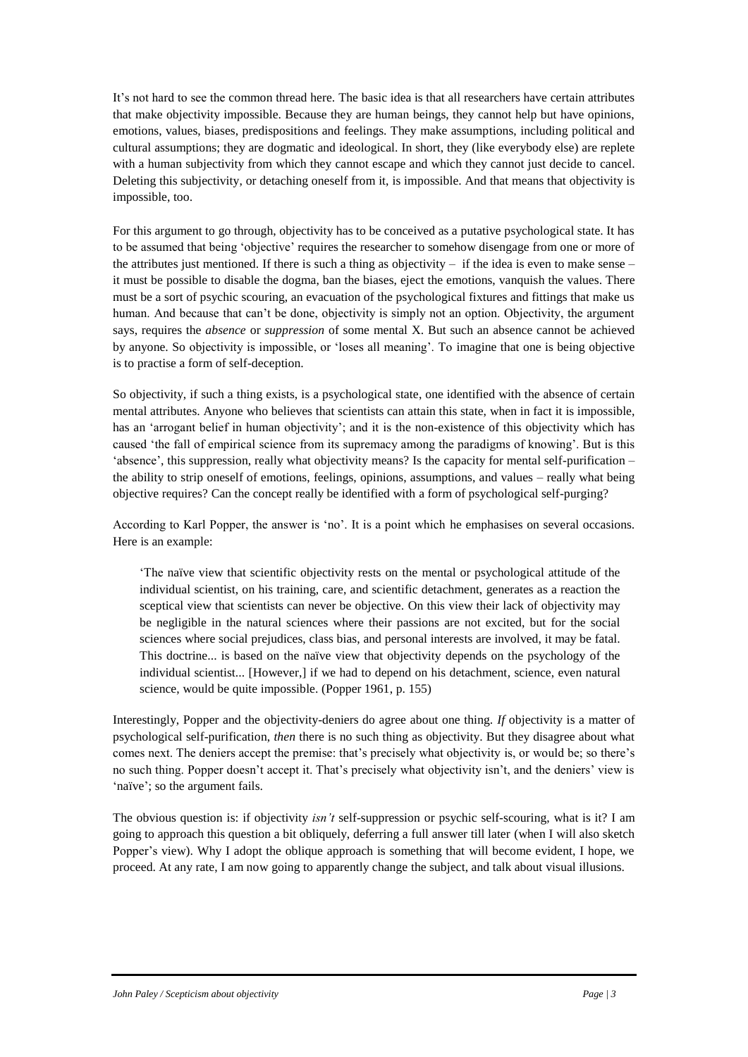It's not hard to see the common thread here. The basic idea is that all researchers have certain attributes that make objectivity impossible. Because they are human beings, they cannot help but have opinions, emotions, values, biases, predispositions and feelings. They make assumptions, including political and cultural assumptions; they are dogmatic and ideological. In short, they (like everybody else) are replete with a human subjectivity from which they cannot escape and which they cannot just decide to cancel. Deleting this subjectivity, or detaching oneself from it, is impossible. And that means that objectivity is impossible, too.

For this argument to go through, objectivity has to be conceived as a putative psychological state. It has to be assumed that being 'objective' requires the researcher to somehow disengage from one or more of the attributes just mentioned. If there is such a thing as objectivity – if the idea is even to make sense – it must be possible to disable the dogma, ban the biases, eject the emotions, vanquish the values. There must be a sort of psychic scouring, an evacuation of the psychological fixtures and fittings that make us human. And because that can't be done, objectivity is simply not an option. Objectivity, the argument says, requires the *absence* or *suppression* of some mental X. But such an absence cannot be achieved by anyone. So objectivity is impossible, or 'loses all meaning'. To imagine that one is being objective is to practise a form of self-deception.

So objectivity, if such a thing exists, is a psychological state, one identified with the absence of certain mental attributes. Anyone who believes that scientists can attain this state, when in fact it is impossible, has an 'arrogant belief in human objectivity'; and it is the non-existence of this objectivity which has caused 'the fall of empirical science from its supremacy among the paradigms of knowing'. But is this 'absence', this suppression, really what objectivity means? Is the capacity for mental self-purification – the ability to strip oneself of emotions, feelings, opinions, assumptions, and values – really what being objective requires? Can the concept really be identified with a form of psychological self-purging?

According to Karl Popper, the answer is 'no'. It is a point which he emphasises on several occasions. Here is an example:

> 'The naïve view that scientific objectivity rests on the mental or psychological attitude of the individual scientist, on his training, care, and scientific detachment, generates as a reaction the sceptical view that scientists can never be objective. On this view their lack of objectivity may be negligible in the natural sciences where their passions are not excited, but for the social sciences where social prejudices, class bias, and personal interests are involved, it may be fatal. This doctrine... is based on the naïve view that objectivity depends on the psychology of the individual scientist... [However,] if we had to depend on his detachment, science, even natural science, would be quite impossible. (Popper 1961, p. 155)

Interestingly, Popper and the objectivity-deniers do agree about one thing. *If* objectivity is a matter of psychological self-purification, *then* there is no such thing as objectivity. But they disagree about what comes next. The deniers accept the premise: that's precisely what objectivity is, or would be; so there's no such thing. Popper doesn't accept it. That's precisely what objectivity isn't, and the deniers' view is 'naïve'; so the argument fails.

The obvious question is: if objectivity *isn't* self-suppression or psychic self-scouring, what is it? I am going to approach this question a bit obliquely, deferring a full answer till later (when I will also sketch Popper's view). Why I adopt the oblique approach is something that will become evident, I hope, we proceed. At any rate, I am now going to apparently change the subject, and talk about visual illusions.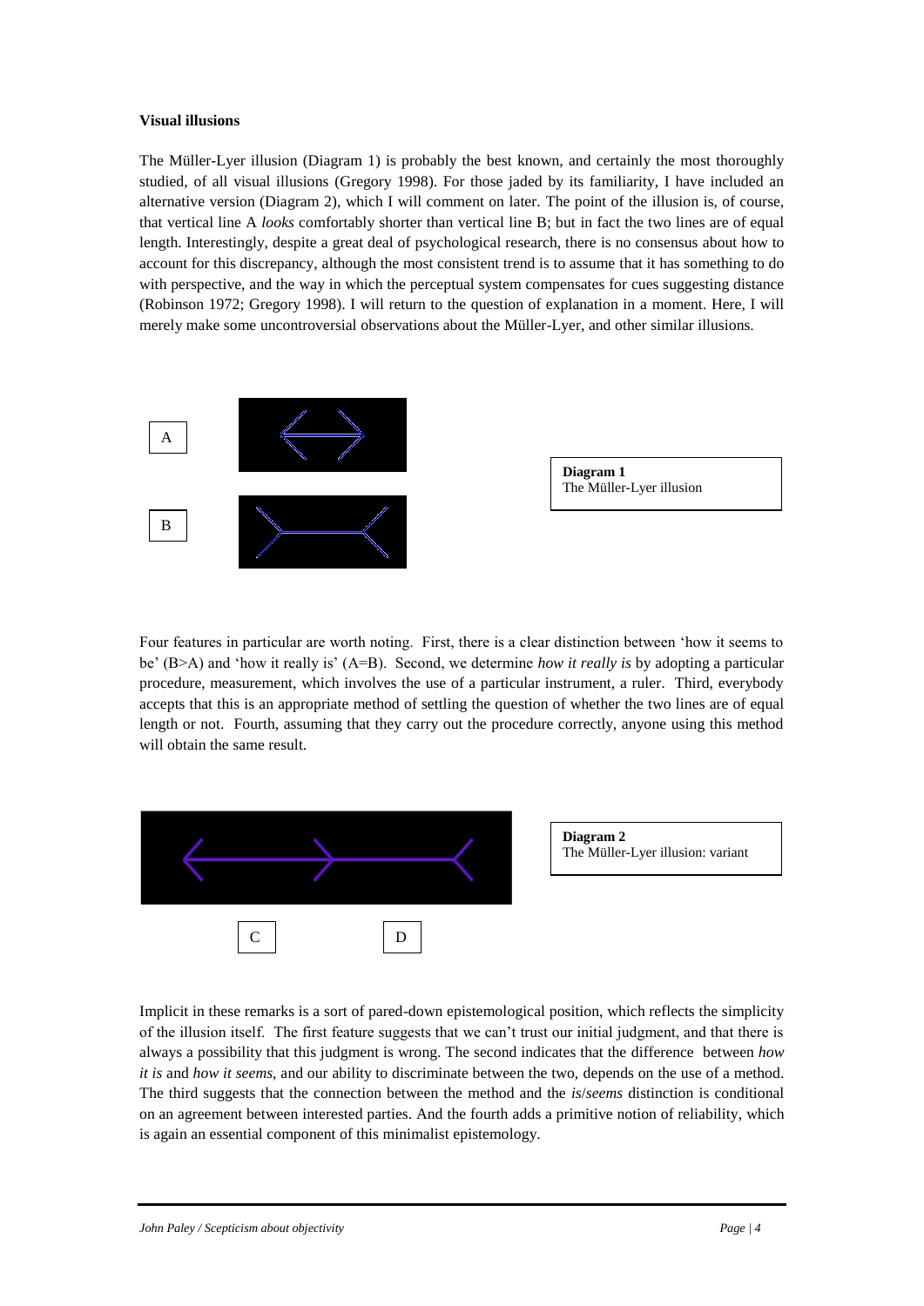**Visual illusions**

The Müller-Lyer illusion (Diagram 1) is probably the best known, and certainly the most thoroughly studied, of all visual illusions (Gregory 1998). For those jaded by its familiarity, I have included an alternative version (Diagram 2), which I will comment on later. The point of the illusion is, of course, that vertical line A *looks* comfortably shorter than vertical line B; but in fact the two lines are of equal length. Interestingly, despite a great deal of psychological research, there is no consensus about how to account for this discrepancy, although the most consistent trend is to assume that it has something to do with perspective, and the way in which the perceptual system compensates for cues suggesting distance (Robinson 1972; Gregory 1998). I will return to the question of explanation in a moment. Here, I will merely make some uncontroversial observations about the Müller-Lyer, and other similar illusions.

A

B

**Diagram 1**
The Müller-Lyer illusion

Four features in particular are worth noting. First, there is a clear distinction between 'how it seems to be' (B>A) and 'how it really is' (A=B). Second, we determine *how it really is* by adopting a particular procedure, measurement, which involves the use of a particular instrument, a ruler. Third, everybody accepts that this is an appropriate method of settling the question of whether the two lines are of equal length or not. Fourth, assuming that they carry out the procedure correctly, anyone using this method will obtain the same result.

**Diagram 2**
The Müller-Lyer illusion: variant

C D

Implicit in these remarks is a sort of pared-down epistemological position, which reflects the simplicity of the illusion itself. The first feature suggests that we can't trust our initial judgment, and that there is always a possibility that this judgment is wrong. The second indicates that the difference between *how it is* and *how it seems*, and our ability to discriminate between the two, depends on the use of a method. The third suggests that the connection between the method and the *is*/*seems* distinction is conditional on an agreement between interested parties. And the fourth adds a primitive notion of reliability, which is again an essential component of this minimalist epistemology.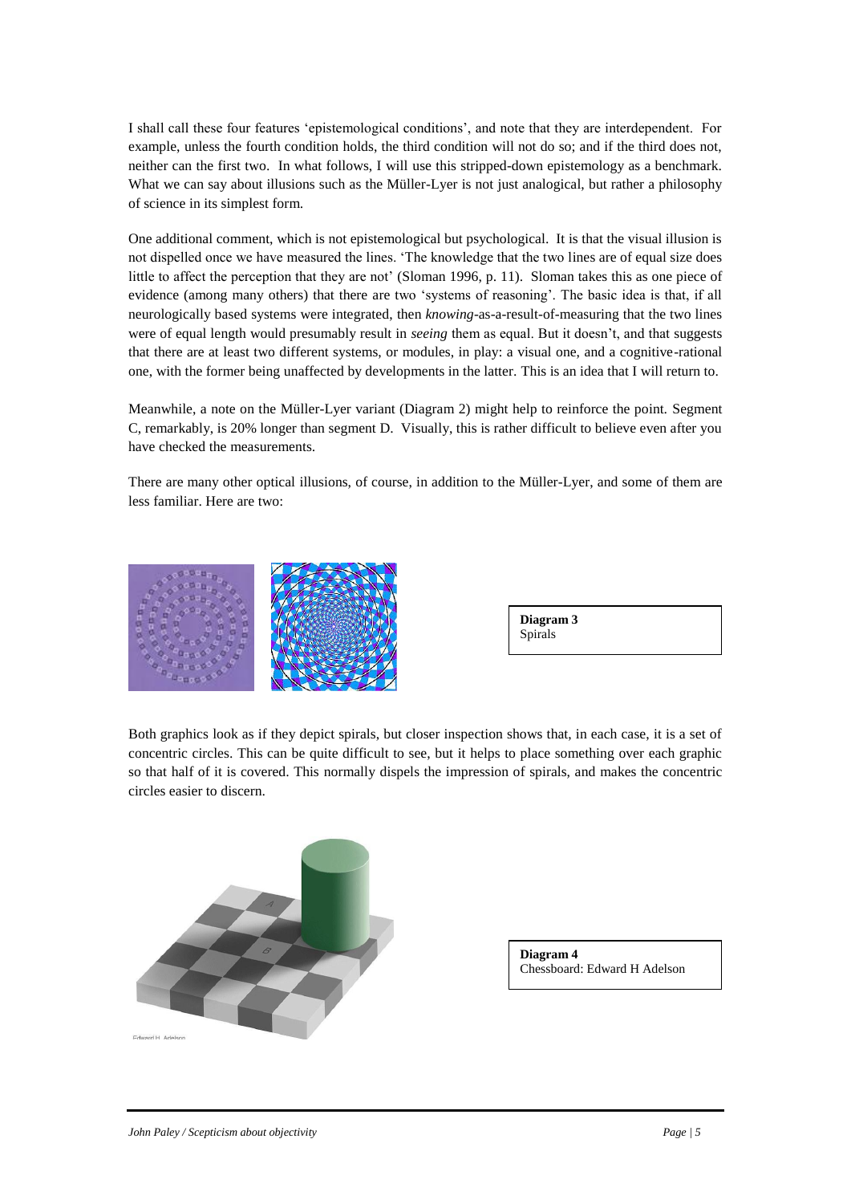I shall call these four features 'epistemological conditions', and note that they are interdependent. For example, unless the fourth condition holds, the third condition will not do so; and if the third does not, neither can the first two. In what follows, I will use this stripped-down epistemology as a benchmark. What we can say about illusions such as the Müller-Lyer is not just analogical, but rather a philosophy of science in its simplest form.

One additional comment, which is not epistemological but psychological. It is that the visual illusion is not dispelled once we have measured the lines. 'The knowledge that the two lines are of equal size does little to affect the perception that they are not' (Sloman 1996, p. 11). Sloman takes this as one piece of evidence (among many others) that there are two 'systems of reasoning'. The basic idea is that, if all neurologically based systems were integrated, then *knowing*-as-a-result-of-measuring that the two lines were of equal length would presumably result in *seeing* them as equal. But it doesn't, and that suggests that there are at least two different systems, or modules, in play: a visual one, and a cognitive-rational one, with the former being unaffected by developments in the latter. This is an idea that I will return to.

Meanwhile, a note on the Müller-Lyer variant (Diagram 2) might help to reinforce the point. Segment C, remarkably, is 20% longer than segment D. Visually, this is rather difficult to believe even after you have checked the measurements.

There are many other optical illusions, of course, in addition to the Müller-Lyer, and some of them are less familiar. Here are two:

**Diagram 3**
Spirals

Both graphics look as if they depict spirals, but closer inspection shows that, in each case, it is a set of concentric circles. This can be quite difficult to see, but it helps to place something over each graphic so that half of it is covered. This normally dispels the impression of spirals, and makes the concentric circles easier to discern.

**Diagram 4**
Chessboard: Edward H Adelson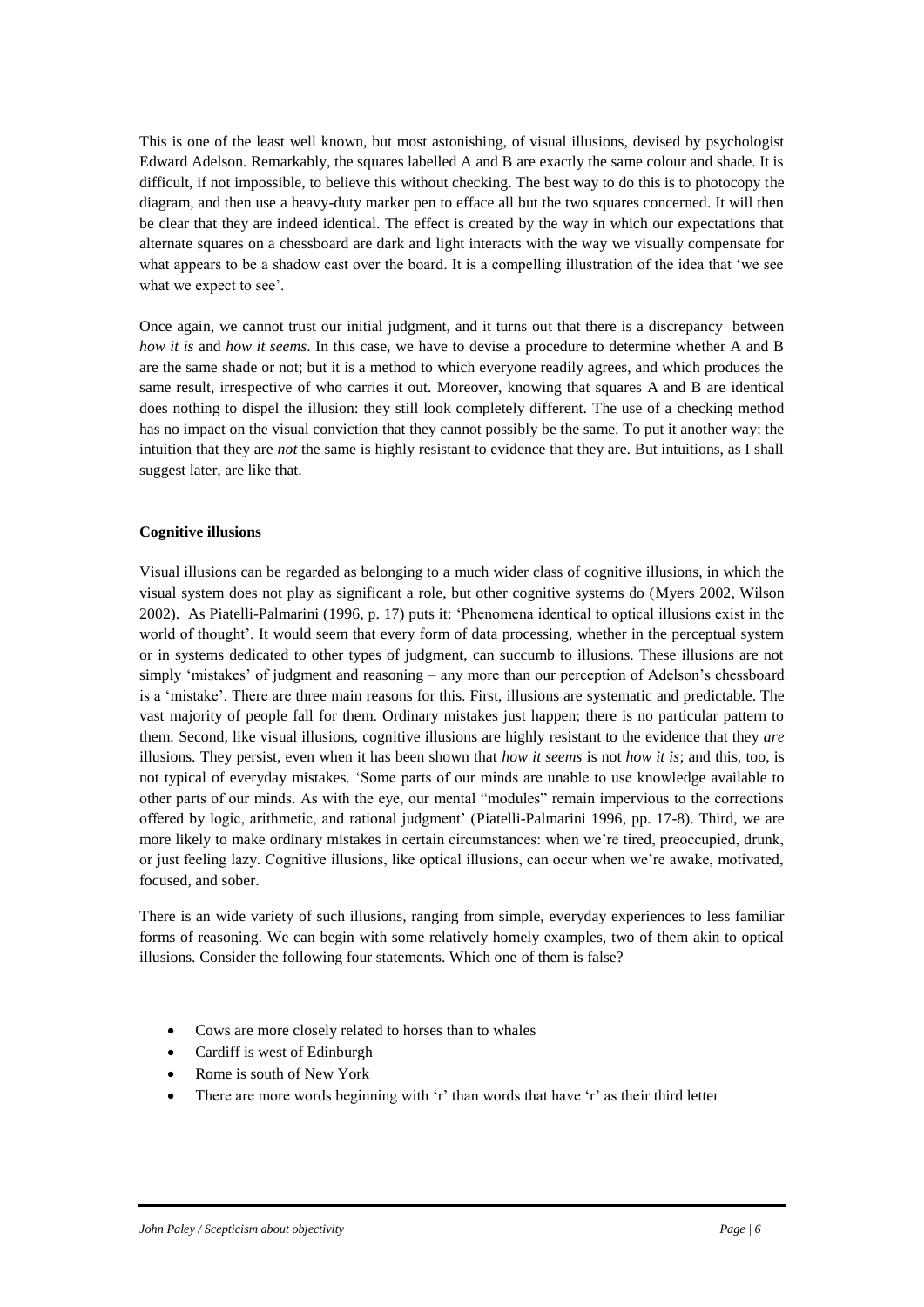This is one of the least well known, but most astonishing, of visual illusions, devised by psychologist Edward Adelson. Remarkably, the squares labelled A and B are exactly the same colour and shade. It is difficult, if not impossible, to believe this without checking. The best way to do this is to photocopy the diagram, and then use a heavy-duty marker pen to efface all but the two squares concerned. It will then be clear that they are indeed identical. The effect is created by the way in which our expectations that alternate squares on a chessboard are dark and light interacts with the way we visually compensate for what appears to be a shadow cast over the board. It is a compelling illustration of the idea that 'we see what we expect to see'.

Once again, we cannot trust our initial judgment, and it turns out that there is a discrepancy between *how it is* and *how it seems*. In this case, we have to devise a procedure to determine whether A and B are the same shade or not; but it is a method to which everyone readily agrees, and which produces the same result, irrespective of who carries it out. Moreover, knowing that squares A and B are identical does nothing to dispel the illusion: they still look completely different. The use of a checking method has no impact on the visual conviction that they cannot possibly be the same. To put it another way: the intuition that they are *not* the same is highly resistant to evidence that they are. But intuitions, as I shall suggest later, are like that.

**Cognitive illusions**

Visual illusions can be regarded as belonging to a much wider class of cognitive illusions, in which the visual system does not play as significant a role, but other cognitive systems do (Myers 2002, Wilson 2002). As Piatelli-Palmarini (1996, p. 17) puts it: 'Phenomena identical to optical illusions exist in the world of thought'. It would seem that every form of data processing, whether in the perceptual system or in systems dedicated to other types of judgment, can succumb to illusions. These illusions are not simply 'mistakes' of judgment and reasoning – any more than our perception of Adelson's chessboard is a 'mistake'. There are three main reasons for this. First, illusions are systematic and predictable. The vast majority of people fall for them. Ordinary mistakes just happen; there is no particular pattern to them. Second, like visual illusions, cognitive illusions are highly resistant to the evidence that they *are* illusions. They persist, even when it has been shown that *how it seems* is not *how it is*; and this, too, is not typical of everyday mistakes. 'Some parts of our minds are unable to use knowledge available to other parts of our minds. As with the eye, our mental "modules" remain impervious to the corrections offered by logic, arithmetic, and rational judgment' (Piatelli-Palmarini 1996, pp. 17-8). Third, we are more likely to make ordinary mistakes in certain circumstances: when we're tired, preoccupied, drunk, or just feeling lazy. Cognitive illusions, like optical illusions, can occur when we're awake, motivated, focused, and sober.

There is an wide variety of such illusions, ranging from simple, everyday experiences to less familiar forms of reasoning. We can begin with some relatively homely examples, two of them akin to optical illusions. Consider the following four statements. Which one of them is false?

- Cows are more closely related to horses than to whales
- Cardiff is west of Edinburgh
- Rome is south of New York
- There are more words beginning with 'r' than words that have 'r' as their third letter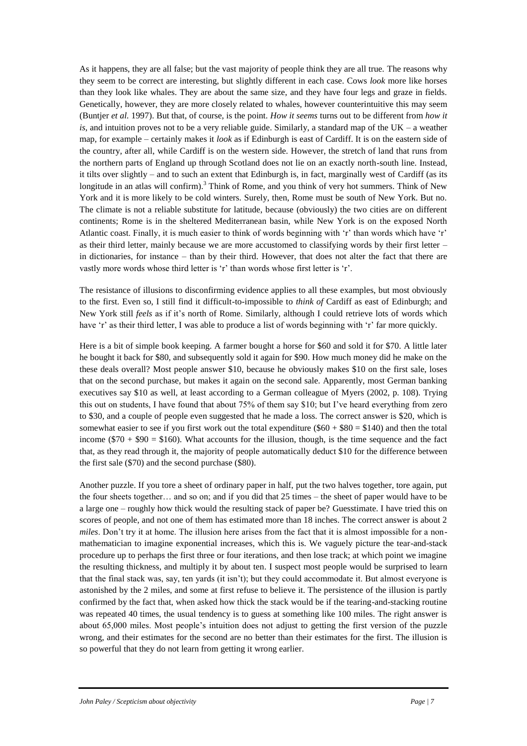As it happens, they are all false; but the vast majority of people think they are all true. The reasons why they seem to be correct are interesting, but slightly different in each case. Cows *look* more like horses than they look like whales. They are about the same size, and they have four legs and graze in fields. Genetically, however, they are more closely related to whales, however counterintuitive this may seem (Buntjer *et al.* 1997). But that, of course, is the point. *How it seems* turns out to be different from *how it is*, and intuition proves not to be a very reliable guide. Similarly, a standard map of the UK – a weather map, for example – certainly makes it *look* as if Edinburgh is east of Cardiff. It is on the eastern side of the country, after all, while Cardiff is on the western side. However, the stretch of land that runs from the northern parts of England up through Scotland does not lie on an exactly north-south line. Instead, it tilts over slightly – and to such an extent that Edinburgh is, in fact, marginally west of Cardiff (as its longitude in an atlas will confirm).[3] Think of Rome, and you think of very hot summers. Think of New York and it is more likely to be cold winters. Surely, then, Rome must be south of New York. But no. The climate is not a reliable substitute for latitude, because (obviously) the two cities are on different continents; Rome is in the sheltered Mediterranean basin, while New York is on the exposed North Atlantic coast. Finally, it is much easier to think of words beginning with 'r' than words which have 'r' as their third letter, mainly because we are more accustomed to classifying words by their first letter – in dictionaries, for instance – than by their third. However, that does not alter the fact that there are vastly more words whose third letter is 'r' than words whose first letter is 'r'.

The resistance of illusions to disconfirming evidence applies to all these examples, but most obviously to the first. Even so, I still find it difficult-to-impossible to *think of* Cardiff as east of Edinburgh; and New York still *feels* as if it's north of Rome. Similarly, although I could retrieve lots of words which have 'r' as their third letter, I was able to produce a list of words beginning with 'r' far more quickly.

Here is a bit of simple book keeping. A farmer bought a horse for $60 and sold it for $70. A little later he bought it back for $80, and subsequently sold it again for $90. How much money did he make on the these deals overall? Most people answer $10, because he obviously makes $10 on the first sale, loses that on the second purchase, but makes it again on the second sale. Apparently, most German banking executives say $10 as well, at least according to a German colleague of Myers (2002, p. 108). Trying this out on students, I have found that about 75% of them say $10; but I've heard everything from zero to $30, and a couple of people even suggested that he made a loss. The correct answer is $20, which is somewhat easier to see if you first work out the total expenditure ($60 + $80 = $140) and then the total income ($70 + $90 = $160). What accounts for the illusion, though, is the time sequence and the fact that, as they read through it, the majority of people automatically deduct $10 for the difference between the first sale ($70) and the second purchase ($80).

Another puzzle. If you tore a sheet of ordinary paper in half, put the two halves together, tore again, put the four sheets together… and so on; and if you did that 25 times – the sheet of paper would have to be a large one – roughly how thick would the resulting stack of paper be? Guesstimate. I have tried this on scores of people, and not one of them has estimated more than 18 inches. The correct answer is about 2 *miles*. Don't try it at home. The illusion here arises from the fact that it is almost impossible for a non-mathematician to imagine exponential increases, which this is. We vaguely picture the tear-and-stack procedure up to perhaps the first three or four iterations, and then lose track; at which point we imagine the resulting thickness, and multiply it by about ten. I suspect most people would be surprised to learn that the final stack was, say, ten yards (it isn't); but they could accommodate it. But almost everyone is astonished by the 2 miles, and some at first refuse to believe it. The persistence of the illusion is partly confirmed by the fact that, when asked how thick the stack would be if the tearing-and-stacking routine was repeated 40 times, the usual tendency is to guess at something like 100 miles. The right answer is about 65,000 miles. Most people's intuition does not adjust to getting the first version of the puzzle wrong, and their estimates for the second are no better than their estimates for the first. The illusion is so powerful that they do not learn from getting it wrong earlier.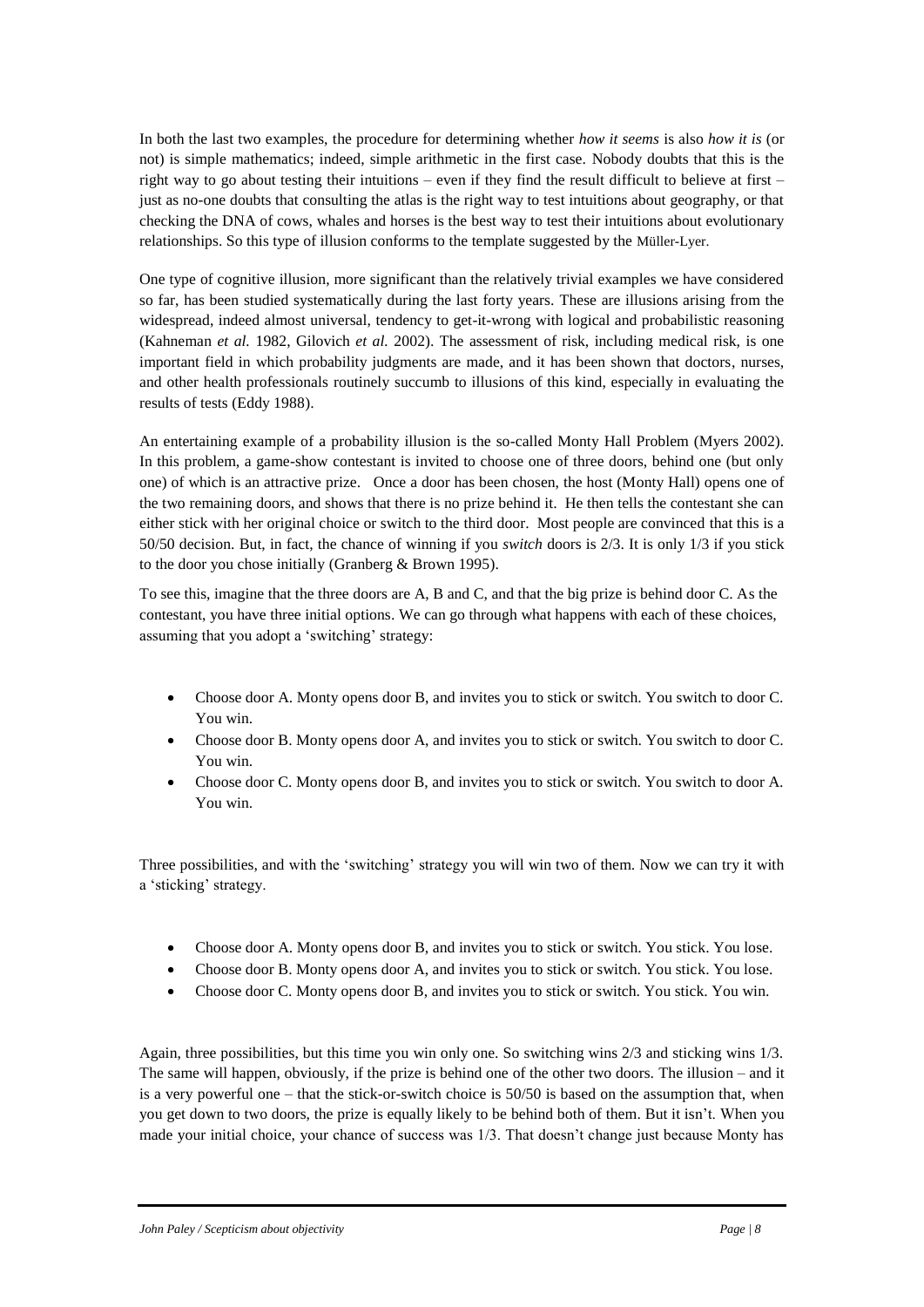In both the last two examples, the procedure for determining whether *how it seems* is also *how it is* (or not) is simple mathematics; indeed, simple arithmetic in the first case. Nobody doubts that this is the right way to go about testing their intuitions – even if they find the result difficult to believe at first – just as no-one doubts that consulting the atlas is the right way to test intuitions about geography, or that checking the DNA of cows, whales and horses is the best way to test their intuitions about evolutionary relationships. So this type of illusion conforms to the template suggested by the Müller-Lyer.

One type of cognitive illusion, more significant than the relatively trivial examples we have considered so far, has been studied systematically during the last forty years. These are illusions arising from the widespread, indeed almost universal, tendency to get-it-wrong with logical and probabilistic reasoning (Kahneman *et al.* 1982, Gilovich *et al.* 2002). The assessment of risk, including medical risk, is one important field in which probability judgments are made, and it has been shown that doctors, nurses, and other health professionals routinely succumb to illusions of this kind, especially in evaluating the results of tests (Eddy 1988).

An entertaining example of a probability illusion is the so-called Monty Hall Problem (Myers 2002). In this problem, a game-show contestant is invited to choose one of three doors, behind one (but only one) of which is an attractive prize. Once a door has been chosen, the host (Monty Hall) opens one of the two remaining doors, and shows that there is no prize behind it. He then tells the contestant she can either stick with her original choice or switch to the third door. Most people are convinced that this is a 50/50 decision. But, in fact, the chance of winning if you *switch* doors is 2/3. It is only 1/3 if you stick to the door you chose initially (Granberg & Brown 1995).

To see this, imagine that the three doors are A, B and C, and that the big prize is behind door C. As the contestant, you have three initial options. We can go through what happens with each of these choices, assuming that you adopt a 'switching' strategy:

- Choose door A. Monty opens door B, and invites you to stick or switch. You switch to door C. You win.
- Choose door B. Monty opens door A, and invites you to stick or switch. You switch to door C. You win.
- Choose door C. Monty opens door B, and invites you to stick or switch. You switch to door A. You win.

Three possibilities, and with the 'switching' strategy you will win two of them. Now we can try it with a 'sticking' strategy.

- Choose door A. Monty opens door B, and invites you to stick or switch. You stick. You lose.
- Choose door B. Monty opens door A, and invites you to stick or switch. You stick. You lose.
- Choose door C. Monty opens door B, and invites you to stick or switch. You stick. You win.

Again, three possibilities, but this time you win only one. So switching wins 2/3 and sticking wins 1/3. The same will happen, obviously, if the prize is behind one of the other two doors. The illusion – and it is a very powerful one – that the stick-or-switch choice is 50/50 is based on the assumption that, when you get down to two doors, the prize is equally likely to be behind both of them. But it isn't. When you made your initial choice, your chance of success was 1/3. That doesn't change just because Monty has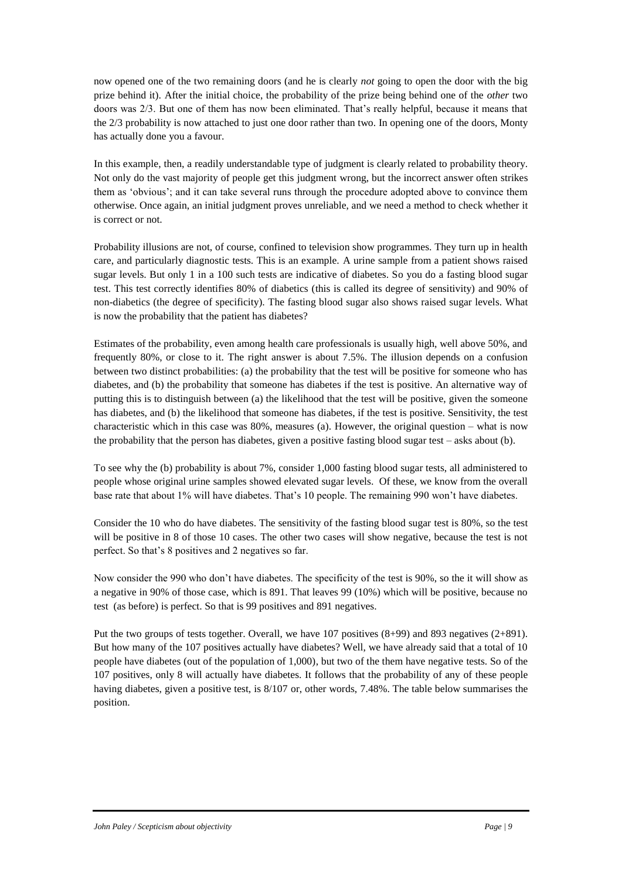now opened one of the two remaining doors (and he is clearly *not* going to open the door with the big prize behind it). After the initial choice, the probability of the prize being behind one of the *other* two doors was 2/3. But one of them has now been eliminated. That's really helpful, because it means that the 2/3 probability is now attached to just one door rather than two. In opening one of the doors, Monty has actually done you a favour.

In this example, then, a readily understandable type of judgment is clearly related to probability theory. Not only do the vast majority of people get this judgment wrong, but the incorrect answer often strikes them as 'obvious'; and it can take several runs through the procedure adopted above to convince them otherwise. Once again, an initial judgment proves unreliable, and we need a method to check whether it is correct or not.

Probability illusions are not, of course, confined to television show programmes. They turn up in health care, and particularly diagnostic tests. This is an example. A urine sample from a patient shows raised sugar levels. But only 1 in a 100 such tests are indicative of diabetes. So you do a fasting blood sugar test. This test correctly identifies 80% of diabetics (this is called its degree of sensitivity) and 90% of non-diabetics (the degree of specificity). The fasting blood sugar also shows raised sugar levels. What is now the probability that the patient has diabetes?

Estimates of the probability, even among health care professionals is usually high, well above 50%, and frequently 80%, or close to it. The right answer is about 7.5%. The illusion depends on a confusion between two distinct probabilities: (a) the probability that the test will be positive for someone who has diabetes, and (b) the probability that someone has diabetes if the test is positive. An alternative way of putting this is to distinguish between (a) the likelihood that the test will be positive, given the someone has diabetes, and (b) the likelihood that someone has diabetes, if the test is positive. Sensitivity, the test characteristic which in this case was 80%, measures (a). However, the original question – what is now the probability that the person has diabetes, given a positive fasting blood sugar test – asks about (b).

To see why the (b) probability is about 7%, consider 1,000 fasting blood sugar tests, all administered to people whose original urine samples showed elevated sugar levels. Of these, we know from the overall base rate that about 1% will have diabetes. That's 10 people. The remaining 990 won't have diabetes.

Consider the 10 who do have diabetes. The sensitivity of the fasting blood sugar test is 80%, so the test will be positive in 8 of those 10 cases. The other two cases will show negative, because the test is not perfect. So that's 8 positives and 2 negatives so far.

Now consider the 990 who don't have diabetes. The specificity of the test is 90%, so the it will show as a negative in 90% of those case, which is 891. That leaves 99 (10%) which will be positive, because no test (as before) is perfect. So that is 99 positives and 891 negatives.

Put the two groups of tests together. Overall, we have 107 positives (8+99) and 893 negatives (2+891). But how many of the 107 positives actually have diabetes? Well, we have already said that a total of 10 people have diabetes (out of the population of 1,000), but two of the them have negative tests. So of the 107 positives, only 8 will actually have diabetes. It follows that the probability of any of these people having diabetes, given a positive test, is 8/107 or, other words, 7.48%. The table below summarises the position.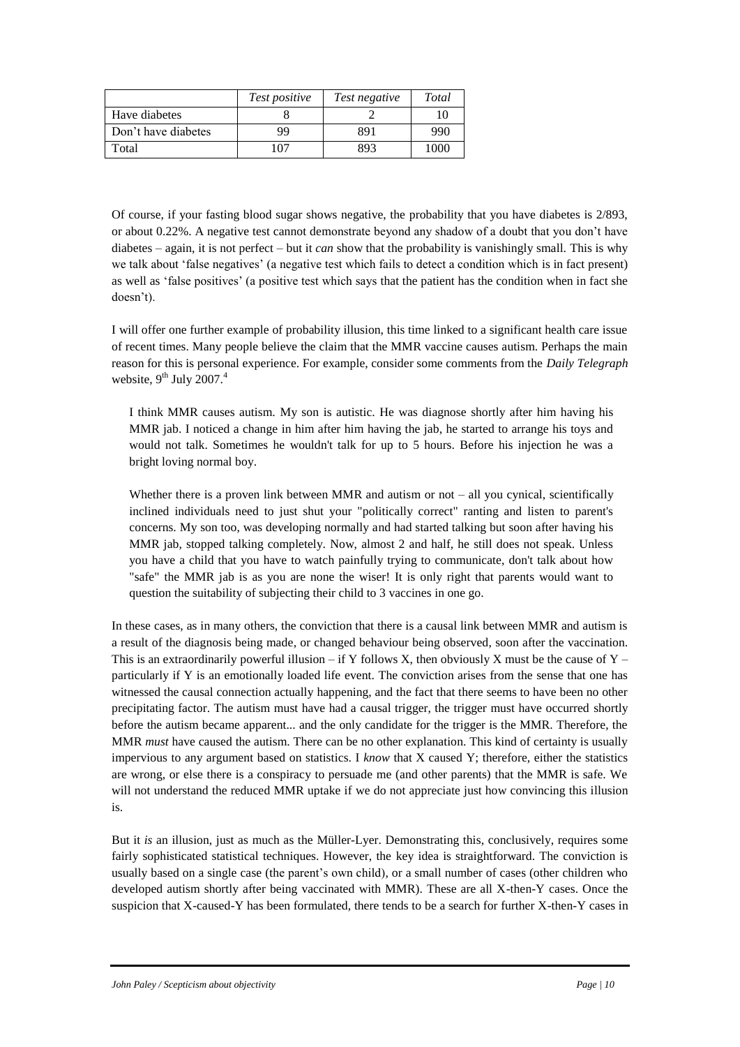| | *Test positive* | *Test negative* | *Total* |
|---|---|---|---|
| Have diabetes | 8 | 2 | 10 |
| Don't have diabetes | 99 | 891 | 990 |
| Total | 107 | 893 | 1000 |

Of course, if your fasting blood sugar shows negative, the probability that you have diabetes is 2/893, or about 0.22%. A negative test cannot demonstrate beyond any shadow of a doubt that you don't have diabetes – again, it is not perfect – but it *can* show that the probability is vanishingly small. This is why we talk about 'false negatives' (a negative test which fails to detect a condition which is in fact present) as well as 'false positives' (a positive test which says that the patient has the condition when in fact she doesn't).

I will offer one further example of probability illusion, this time linked to a significant health care issue of recent times. Many people believe the claim that the MMR vaccine causes autism. Perhaps the main reason for this is personal experience. For example, consider some comments from the *Daily Telegraph* website, 9th July 2007.[4]

> I think MMR causes autism. My son is autistic. He was diagnose shortly after him having his MMR jab. I noticed a change in him after him having the jab, he started to arrange his toys and would not talk. Sometimes he wouldn't talk for up to 5 hours. Before his injection he was a bright loving normal boy.
>
> Whether there is a proven link between MMR and autism or not – all you cynical, scientifically inclined individuals need to just shut your "politically correct" ranting and listen to parent's concerns. My son too, was developing normally and had started talking but soon after having his MMR jab, stopped talking completely. Now, almost 2 and half, he still does not speak. Unless you have a child that you have to watch painfully trying to communicate, don't talk about how "safe" the MMR jab is as you are none the wiser! It is only right that parents would want to question the suitability of subjecting their child to 3 vaccines in one go.

In these cases, as in many others, the conviction that there is a causal link between MMR and autism is a result of the diagnosis being made, or changed behaviour being observed, soon after the vaccination. This is an extraordinarily powerful illusion – if Y follows X, then obviously X must be the cause of Y – particularly if Y is an emotionally loaded life event. The conviction arises from the sense that one has witnessed the causal connection actually happening, and the fact that there seems to have been no other precipitating factor. The autism must have had a causal trigger, the trigger must have occurred shortly before the autism became apparent... and the only candidate for the trigger is the MMR. Therefore, the MMR *must* have caused the autism. There can be no other explanation. This kind of certainty is usually impervious to any argument based on statistics. I *know* that X caused Y; therefore, either the statistics are wrong, or else there is a conspiracy to persuade me (and other parents) that the MMR is safe. We will not understand the reduced MMR uptake if we do not appreciate just how convincing this illusion is.

But it *is* an illusion, just as much as the Müller-Lyer. Demonstrating this, conclusively, requires some fairly sophisticated statistical techniques. However, the key idea is straightforward. The conviction is usually based on a single case (the parent's own child), or a small number of cases (other children who developed autism shortly after being vaccinated with MMR). These are all X-then-Y cases. Once the suspicion that X-caused-Y has been formulated, there tends to be a search for further X-then-Y cases in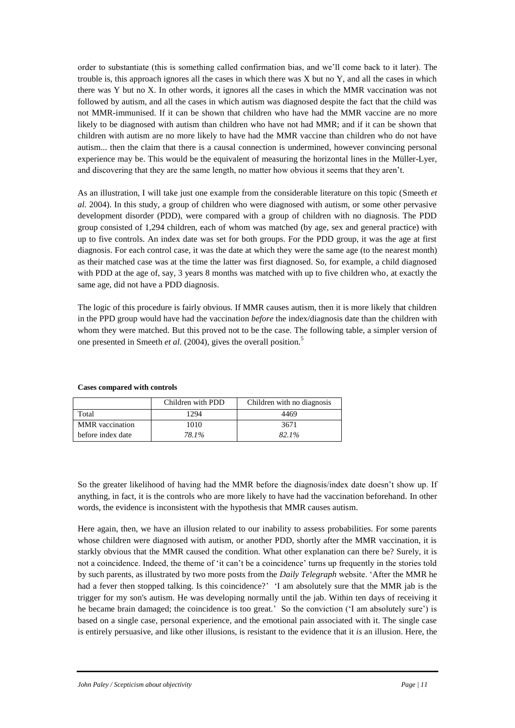order to substantiate (this is something called confirmation bias, and we'll come back to it later). The trouble is, this approach ignores all the cases in which there was X but no Y, and all the cases in which there was Y but no X. In other words, it ignores all the cases in which the MMR vaccination was not followed by autism, and all the cases in which autism was diagnosed despite the fact that the child was not MMR-immunised. If it can be shown that children who have had the MMR vaccine are no more likely to be diagnosed with autism than children who have not had MMR; and if it can be shown that children with autism are no more likely to have had the MMR vaccine than children who do not have autism... then the claim that there is a causal connection is undermined, however convincing personal experience may be. This would be the equivalent of measuring the horizontal lines in the Müller-Lyer, and discovering that they are the same length, no matter how obvious it seems that they aren't.

As an illustration, I will take just one example from the considerable literature on this topic (Smeeth *et al.* 2004). In this study, a group of children who were diagnosed with autism, or some other pervasive development disorder (PDD), were compared with a group of children with no diagnosis. The PDD group consisted of 1,294 children, each of whom was matched (by age, sex and general practice) with up to five controls. An index date was set for both groups. For the PDD group, it was the age at first diagnosis. For each control case, it was the date at which they were the same age (to the nearest month) as their matched case was at the time the latter was first diagnosed. So, for example, a child diagnosed with PDD at the age of, say, 3 years 8 months was matched with up to five children who, at exactly the same age, did not have a PDD diagnosis.

The logic of this procedure is fairly obvious. If MMR causes autism, then it is more likely that children in the PPD group would have had the vaccination *before* the index/diagnosis date than the children with whom they were matched. But this proved not to be the case. The following table, a simpler version of one presented in Smeeth *et al.* (2004), gives the overall position.[5]

**Cases compared with controls**

| | Children with PDD | Children with no diagnosis |
|---|---|---|
| Total | 1294 | 4469 |
| MMR vaccination before index date | 1010 *78.1%* | 3671 *82.1%* |

So the greater likelihood of having had the MMR before the diagnosis/index date doesn't show up. If anything, in fact, it is the controls who are more likely to have had the vaccination beforehand. In other words, the evidence is inconsistent with the hypothesis that MMR causes autism.

Here again, then, we have an illusion related to our inability to assess probabilities. For some parents whose children were diagnosed with autism, or another PDD, shortly after the MMR vaccination, it is starkly obvious that the MMR caused the condition. What other explanation can there be? Surely, it is not a coincidence. Indeed, the theme of 'it can't be a coincidence' turns up frequently in the stories told by such parents, as illustrated by two more posts from the *Daily Telegraph* website. 'After the MMR he had a fever then stopped talking. Is this coincidence?' 'I am absolutely sure that the MMR jab is the trigger for my son's autism. He was developing normally until the jab. Within ten days of receiving it he became brain damaged; the coincidence is too great.' So the conviction ('I am absolutely sure') is based on a single case, personal experience, and the emotional pain associated with it. The single case is entirely persuasive, and like other illusions, is resistant to the evidence that it *is* an illusion. Here, the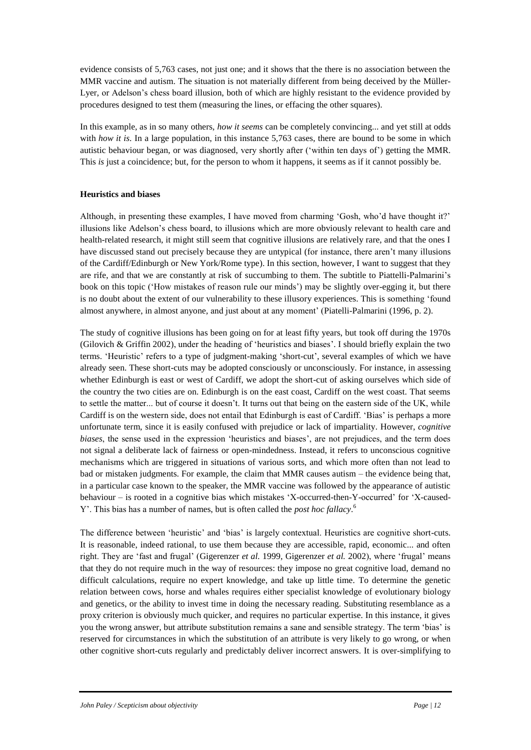evidence consists of 5,763 cases, not just one; and it shows that the there is no association between the MMR vaccine and autism. The situation is not materially different from being deceived by the Müller-Lyer, or Adelson's chess board illusion, both of which are highly resistant to the evidence provided by procedures designed to test them (measuring the lines, or effacing the other squares).

In this example, as in so many others, *how it seems* can be completely convincing... and yet still at odds with *how it is*. In a large population, in this instance 5,763 cases, there are bound to be some in which autistic behaviour began, or was diagnosed, very shortly after ('within ten days of') getting the MMR. This *is* just a coincidence; but, for the person to whom it happens, it seems as if it cannot possibly be.

**Heuristics and biases**

Although, in presenting these examples, I have moved from charming 'Gosh, who'd have thought it?' illusions like Adelson's chess board, to illusions which are more obviously relevant to health care and health-related research, it might still seem that cognitive illusions are relatively rare, and that the ones I have discussed stand out precisely because they are untypical (for instance, there aren't many illusions of the Cardiff/Edinburgh or New York/Rome type). In this section, however, I want to suggest that they are rife, and that we are constantly at risk of succumbing to them. The subtitle to Piattelli-Palmarini's book on this topic ('How mistakes of reason rule our minds') may be slightly over-egging it, but there is no doubt about the extent of our vulnerability to these illusory experiences. This is something 'found almost anywhere, in almost anyone, and just about at any moment' (Piatelli-Palmarini (1996, p. 2).

The study of cognitive illusions has been going on for at least fifty years, but took off during the 1970s (Gilovich & Griffin 2002), under the heading of 'heuristics and biases'. I should briefly explain the two terms. 'Heuristic' refers to a type of judgment-making 'short-cut', several examples of which we have already seen. These short-cuts may be adopted consciously or unconsciously. For instance, in assessing whether Edinburgh is east or west of Cardiff, we adopt the short-cut of asking ourselves which side of the country the two cities are on. Edinburgh is on the east coast, Cardiff on the west coast. That seems to settle the matter... but of course it doesn't. It turns out that being on the eastern side of the UK, while Cardiff is on the western side, does not entail that Edinburgh is east of Cardiff. 'Bias' is perhaps a more unfortunate term, since it is easily confused with prejudice or lack of impartiality. However, *cognitive biases*, the sense used in the expression 'heuristics and biases', are not prejudices, and the term does not signal a deliberate lack of fairness or open-mindedness. Instead, it refers to unconscious cognitive mechanisms which are triggered in situations of various sorts, and which more often than not lead to bad or mistaken judgments. For example, the claim that MMR causes autism – the evidence being that, in a particular case known to the speaker, the MMR vaccine was followed by the appearance of autistic behaviour – is rooted in a cognitive bias which mistakes 'X-occurred-then-Y-occurred' for 'X-caused-Y'. This bias has a number of names, but is often called the *post hoc fallacy*.[6]

The difference between 'heuristic' and 'bias' is largely contextual. Heuristics are cognitive short-cuts. It is reasonable, indeed rational, to use them because they are accessible, rapid, economic... and often right. They are 'fast and frugal' (Gigerenzer *et al.* 1999, Gigerenzer *et al.* 2002), where 'frugal' means that they do not require much in the way of resources: they impose no great cognitive load, demand no difficult calculations, require no expert knowledge, and take up little time. To determine the genetic relation between cows, horse and whales requires either specialist knowledge of evolutionary biology and genetics, or the ability to invest time in doing the necessary reading. Substituting resemblance as a proxy criterion is obviously much quicker, and requires no particular expertise. In this instance, it gives you the wrong answer, but attribute substitution remains a sane and sensible strategy. The term 'bias' is reserved for circumstances in which the substitution of an attribute is very likely to go wrong, or when other cognitive short-cuts regularly and predictably deliver incorrect answers. It is over-simplifying to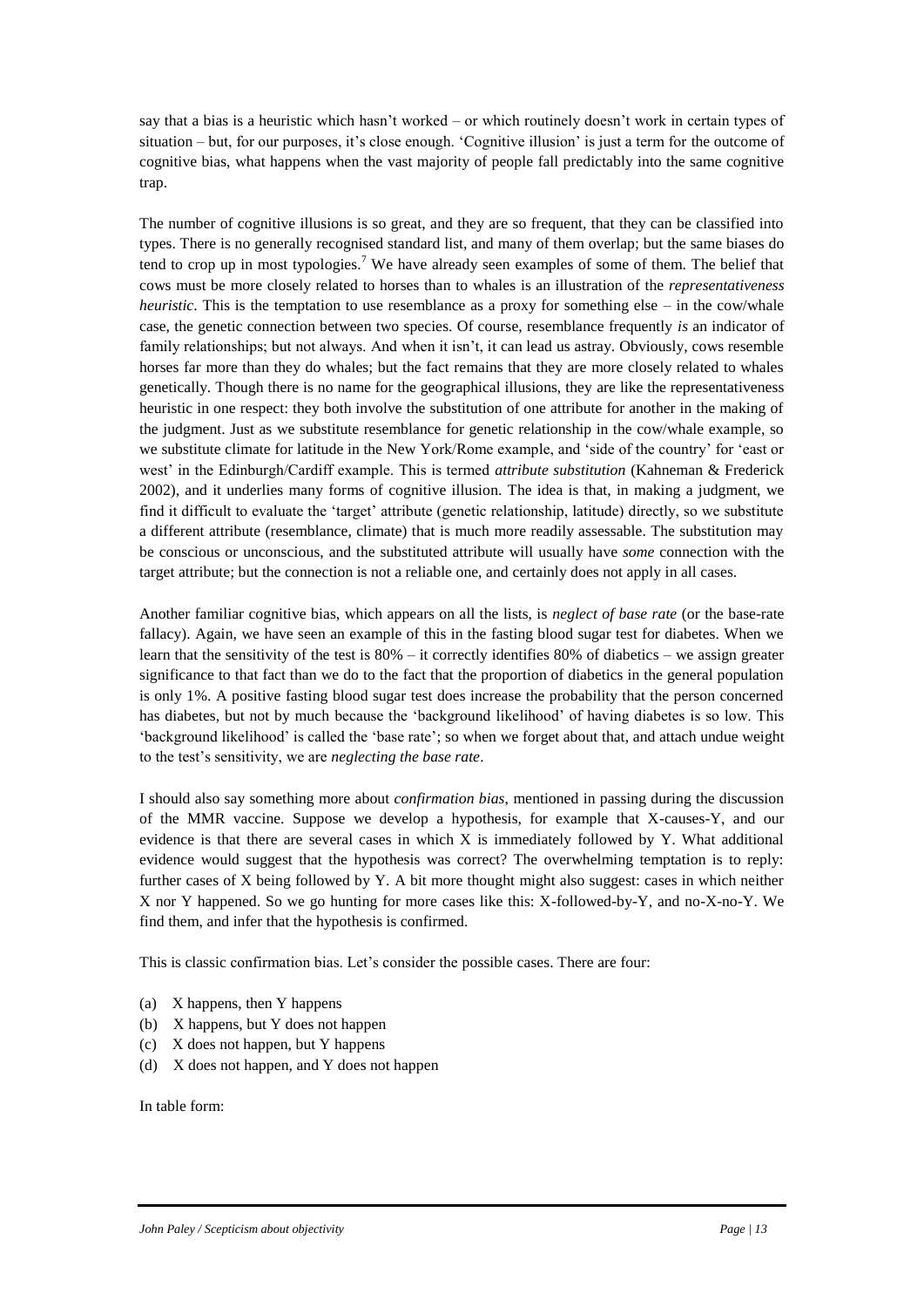say that a bias is a heuristic which hasn't worked – or which routinely doesn't work in certain types of situation – but, for our purposes, it's close enough. 'Cognitive illusion' is just a term for the outcome of cognitive bias, what happens when the vast majority of people fall predictably into the same cognitive trap.

The number of cognitive illusions is so great, and they are so frequent, that they can be classified into types. There is no generally recognised standard list, and many of them overlap; but the same biases do tend to crop up in most typologies.[7] We have already seen examples of some of them. The belief that cows must be more closely related to horses than to whales is an illustration of the *representativeness heuristic*. This is the temptation to use resemblance as a proxy for something else – in the cow/whale case, the genetic connection between two species. Of course, resemblance frequently *is* an indicator of family relationships; but not always. And when it isn't, it can lead us astray. Obviously, cows resemble horses far more than they do whales; but the fact remains that they are more closely related to whales genetically. Though there is no name for the geographical illusions, they are like the representativeness heuristic in one respect: they both involve the substitution of one attribute for another in the making of the judgment. Just as we substitute resemblance for genetic relationship in the cow/whale example, so we substitute climate for latitude in the New York/Rome example, and 'side of the country' for 'east or west' in the Edinburgh/Cardiff example. This is termed *attribute substitution* (Kahneman & Frederick 2002), and it underlies many forms of cognitive illusion. The idea is that, in making a judgment, we find it difficult to evaluate the 'target' attribute (genetic relationship, latitude) directly, so we substitute a different attribute (resemblance, climate) that is much more readily assessable. The substitution may be conscious or unconscious, and the substituted attribute will usually have *some* connection with the target attribute; but the connection is not a reliable one, and certainly does not apply in all cases.

Another familiar cognitive bias, which appears on all the lists, is *neglect of base rate* (or the base-rate fallacy). Again, we have seen an example of this in the fasting blood sugar test for diabetes. When we learn that the sensitivity of the test is 80% – it correctly identifies 80% of diabetics – we assign greater significance to that fact than we do to the fact that the proportion of diabetics in the general population is only 1%. A positive fasting blood sugar test does increase the probability that the person concerned has diabetes, but not by much because the 'background likelihood' of having diabetes is so low. This 'background likelihood' is called the 'base rate'; so when we forget about that, and attach undue weight to the test's sensitivity, we are *neglecting the base rate*.

I should also say something more about *confirmation bias*, mentioned in passing during the discussion of the MMR vaccine. Suppose we develop a hypothesis, for example that X-causes-Y, and our evidence is that there are several cases in which X is immediately followed by Y. What additional evidence would suggest that the hypothesis was correct? The overwhelming temptation is to reply: further cases of X being followed by Y. A bit more thought might also suggest: cases in which neither X nor Y happened. So we go hunting for more cases like this: X-followed-by-Y, and no-X-no-Y. We find them, and infer that the hypothesis is confirmed.

This is classic confirmation bias. Let's consider the possible cases. There are four:

(a) X happens, then Y happens
(b) X happens, but Y does not happen
(c) X does not happen, but Y happens
(d) X does not happen, and Y does not happen

In table form: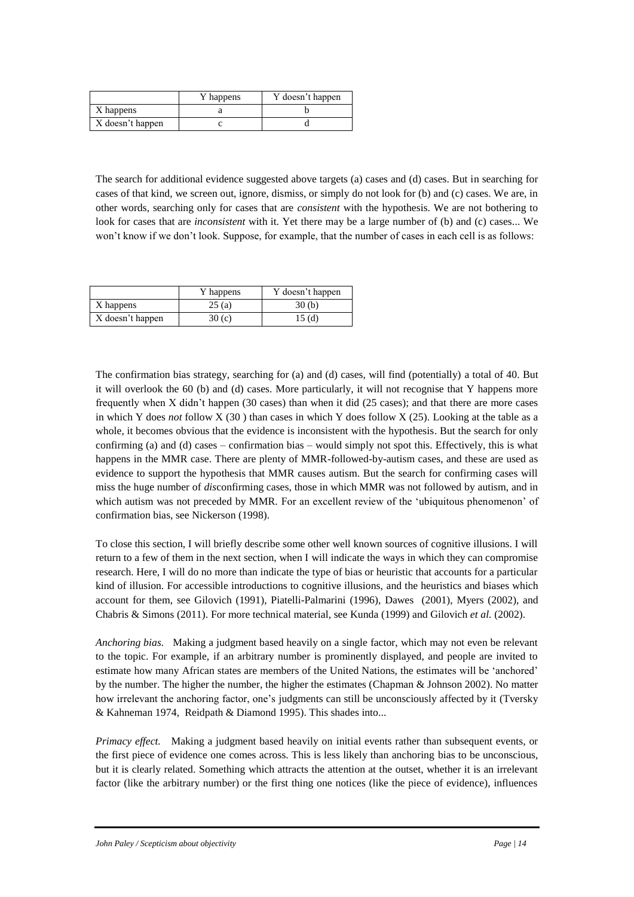| | Y happens | Y doesn't happen |
|---|---|---|
| X happens | a | b |
| X doesn't happen | c | d |

The search for additional evidence suggested above targets (a) cases and (d) cases. But in searching for cases of that kind, we screen out, ignore, dismiss, or simply do not look for (b) and (c) cases. We are, in other words, searching only for cases that are *consistent* with the hypothesis. We are not bothering to look for cases that are *inconsistent* with it. Yet there may be a large number of (b) and (c) cases... We won't know if we don't look. Suppose, for example, that the number of cases in each cell is as follows:

| | Y happens | Y doesn't happen |
|---|---|---|
| X happens | 25 (a) | 30 (b) |
| X doesn't happen | 30 (c) | 15 (d) |

The confirmation bias strategy, searching for (a) and (d) cases, will find (potentially) a total of 40. But it will overlook the 60 (b) and (d) cases. More particularly, it will not recognise that Y happens more frequently when X didn't happen (30 cases) than when it did (25 cases); and that there are more cases in which Y does *not* follow X (30 ) than cases in which Y does follow X (25). Looking at the table as a whole, it becomes obvious that the evidence is inconsistent with the hypothesis. But the search for only confirming (a) and (d) cases – confirmation bias – would simply not spot this. Effectively, this is what happens in the MMR case. There are plenty of MMR-followed-by-autism cases, and these are used as evidence to support the hypothesis that MMR causes autism. But the search for confirming cases will miss the huge number of *dis*confirming cases, those in which MMR was not followed by autism, and in which autism was not preceded by MMR. For an excellent review of the 'ubiquitous phenomenon' of confirmation bias, see Nickerson (1998).

To close this section, I will briefly describe some other well known sources of cognitive illusions. I will return to a few of them in the next section, when I will indicate the ways in which they can compromise research. Here, I will do no more than indicate the type of bias or heuristic that accounts for a particular kind of illusion. For accessible introductions to cognitive illusions, and the heuristics and biases which account for them, see Gilovich (1991), Piatelli-Palmarini (1996), Dawes (2001), Myers (2002), and Chabris & Simons (2011). For more technical material, see Kunda (1999) and Gilovich *et al.* (2002).

*Anchoring bias.* Making a judgment based heavily on a single factor, which may not even be relevant to the topic. For example, if an arbitrary number is prominently displayed, and people are invited to estimate how many African states are members of the United Nations, the estimates will be 'anchored' by the number. The higher the number, the higher the estimates (Chapman & Johnson 2002). No matter how irrelevant the anchoring factor, one's judgments can still be unconsciously affected by it (Tversky & Kahneman 1974, Reidpath & Diamond 1995). This shades into...

*Primacy effect.* Making a judgment based heavily on initial events rather than subsequent events, or the first piece of evidence one comes across. This is less likely than anchoring bias to be unconscious, but it is clearly related. Something which attracts the attention at the outset, whether it is an irrelevant factor (like the arbitrary number) or the first thing one notices (like the piece of evidence), influences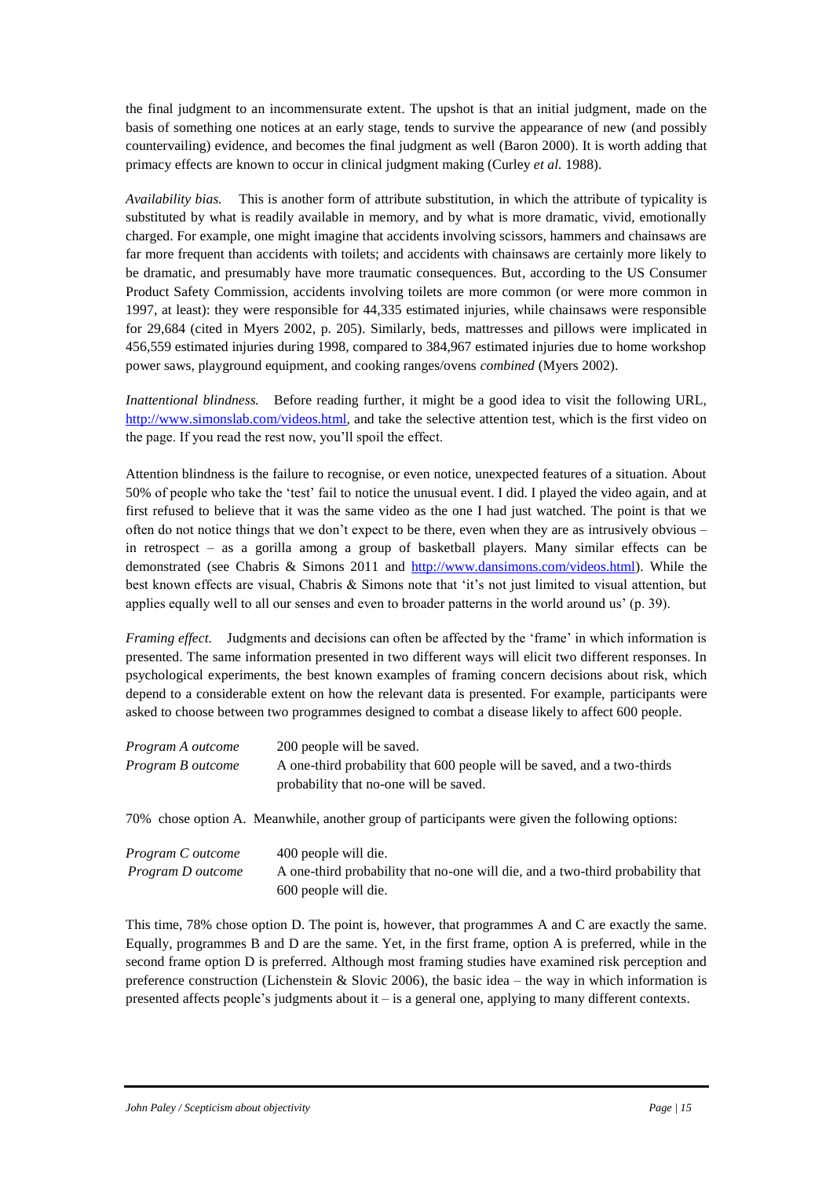the final judgment to an incommensurate extent. The upshot is that an initial judgment, made on the basis of something one notices at an early stage, tends to survive the appearance of new (and possibly countervailing) evidence, and becomes the final judgment as well (Baron 2000). It is worth adding that primacy effects are known to occur in clinical judgment making (Curley *et al.* 1988).

*Availability bias.* This is another form of attribute substitution, in which the attribute of typicality is substituted by what is readily available in memory, and by what is more dramatic, vivid, emotionally charged. For example, one might imagine that accidents involving scissors, hammers and chainsaws are far more frequent than accidents with toilets; and accidents with chainsaws are certainly more likely to be dramatic, and presumably have more traumatic consequences. But, according to the US Consumer Product Safety Commission, accidents involving toilets are more common (or were more common in 1997, at least): they were responsible for 44,335 estimated injuries, while chainsaws were responsible for 29,684 (cited in Myers 2002, p. 205). Similarly, beds, mattresses and pillows were implicated in 456,559 estimated injuries during 1998, compared to 384,967 estimated injuries due to home workshop power saws, playground equipment, and cooking ranges/ovens *combined* (Myers 2002).

*Inattentional blindness.* Before reading further, it might be a good idea to visit the following URL, http://www.simonslab.com/videos.html, and take the selective attention test, which is the first video on the page. If you read the rest now, you'll spoil the effect.

Attention blindness is the failure to recognise, or even notice, unexpected features of a situation. About 50% of people who take the 'test' fail to notice the unusual event. I did. I played the video again, and at first refused to believe that it was the same video as the one I had just watched. The point is that we often do not notice things that we don't expect to be there, even when they are as intrusively obvious – in retrospect – as a gorilla among a group of basketball players. Many similar effects can be demonstrated (see Chabris & Simons 2011 and http://www.dansimons.com/videos.html). While the best known effects are visual, Chabris & Simons note that 'it's not just limited to visual attention, but applies equally well to all our senses and even to broader patterns in the world around us' (p. 39).

*Framing effect.* Judgments and decisions can often be affected by the 'frame' in which information is presented. The same information presented in two different ways will elicit two different responses. In psychological experiments, the best known examples of framing concern decisions about risk, which depend to a considerable extent on how the relevant data is presented. For example, participants were asked to choose between two programmes designed to combat a disease likely to affect 600 people.

*Program A outcome* 200 people will be saved.
*Program B outcome* A one-third probability that 600 people will be saved, and a two-thirds probability that no-one will be saved.

70% chose option A. Meanwhile, another group of participants were given the following options:

*Program C outcome* 400 people will die.
*Program D outcome* A one-third probability that no-one will die, and a two-third probability that 600 people will die.

This time, 78% chose option D. The point is, however, that programmes A and C are exactly the same. Equally, programmes B and D are the same. Yet, in the first frame, option A is preferred, while in the second frame option D is preferred. Although most framing studies have examined risk perception and preference construction (Lichenstein & Slovic 2006), the basic idea – the way in which information is presented affects people's judgments about it – is a general one, applying to many different contexts.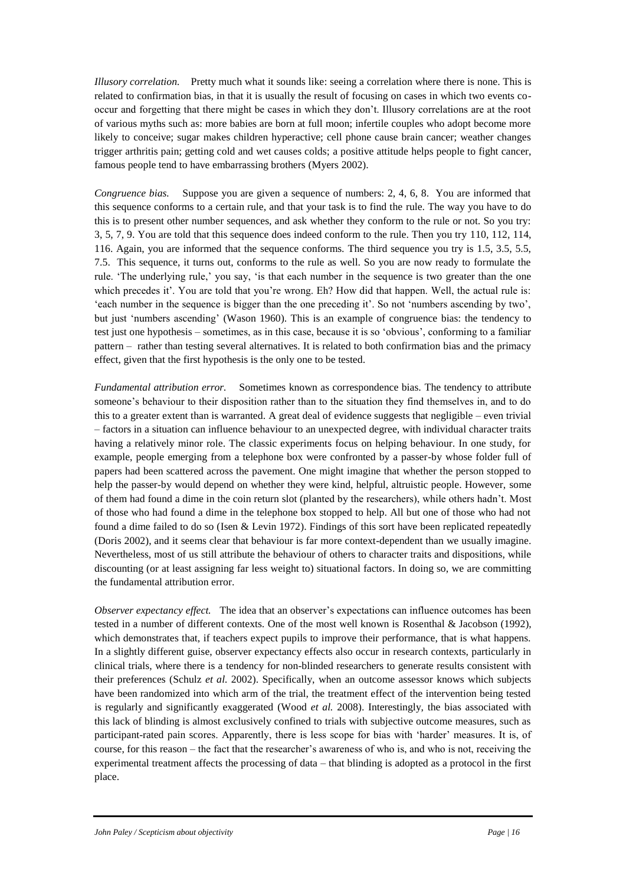*Illusory correlation.* Pretty much what it sounds like: seeing a correlation where there is none. This is related to confirmation bias, in that it is usually the result of focusing on cases in which two events co-occur and forgetting that there might be cases in which they don't. Illusory correlations are at the root of various myths such as: more babies are born at full moon; infertile couples who adopt become more likely to conceive; sugar makes children hyperactive; cell phone cause brain cancer; weather changes trigger arthritis pain; getting cold and wet causes colds; a positive attitude helps people to fight cancer, famous people tend to have embarrassing brothers (Myers 2002).

*Congruence bias.* Suppose you are given a sequence of numbers: 2, 4, 6, 8. You are informed that this sequence conforms to a certain rule, and that your task is to find the rule. The way you have to do this is to present other number sequences, and ask whether they conform to the rule or not. So you try: 3, 5, 7, 9. You are told that this sequence does indeed conform to the rule. Then you try 110, 112, 114, 116. Again, you are informed that the sequence conforms. The third sequence you try is 1.5, 3.5, 5.5, 7.5. This sequence, it turns out, conforms to the rule as well. So you are now ready to formulate the rule. 'The underlying rule,' you say, 'is that each number in the sequence is two greater than the one which precedes it'. You are told that you're wrong. Eh? How did that happen. Well, the actual rule is: 'each number in the sequence is bigger than the one preceding it'. So not 'numbers ascending by two', but just 'numbers ascending' (Wason 1960). This is an example of congruence bias: the tendency to test just one hypothesis – sometimes, as in this case, because it is so 'obvious', conforming to a familiar pattern – rather than testing several alternatives. It is related to both confirmation bias and the primacy effect, given that the first hypothesis is the only one to be tested.

*Fundamental attribution error.* Sometimes known as correspondence bias. The tendency to attribute someone's behaviour to their disposition rather than to the situation they find themselves in, and to do this to a greater extent than is warranted. A great deal of evidence suggests that negligible – even trivial – factors in a situation can influence behaviour to an unexpected degree, with individual character traits having a relatively minor role. The classic experiments focus on helping behaviour. In one study, for example, people emerging from a telephone box were confronted by a passer-by whose folder full of papers had been scattered across the pavement. One might imagine that whether the person stopped to help the passer-by would depend on whether they were kind, helpful, altruistic people. However, some of them had found a dime in the coin return slot (planted by the researchers), while others hadn't. Most of those who had found a dime in the telephone box stopped to help. All but one of those who had not found a dime failed to do so (Isen & Levin 1972). Findings of this sort have been replicated repeatedly (Doris 2002), and it seems clear that behaviour is far more context-dependent than we usually imagine. Nevertheless, most of us still attribute the behaviour of others to character traits and dispositions, while discounting (or at least assigning far less weight to) situational factors. In doing so, we are committing the fundamental attribution error.

*Observer expectancy effect.* The idea that an observer's expectations can influence outcomes has been tested in a number of different contexts. One of the most well known is Rosenthal & Jacobson (1992), which demonstrates that, if teachers expect pupils to improve their performance, that is what happens. In a slightly different guise, observer expectancy effects also occur in research contexts, particularly in clinical trials, where there is a tendency for non-blinded researchers to generate results consistent with their preferences (Schulz *et al.* 2002). Specifically, when an outcome assessor knows which subjects have been randomized into which arm of the trial, the treatment effect of the intervention being tested is regularly and significantly exaggerated (Wood *et al.* 2008). Interestingly, the bias associated with this lack of blinding is almost exclusively confined to trials with subjective outcome measures, such as participant-rated pain scores. Apparently, there is less scope for bias with 'harder' measures. It is, of course, for this reason – the fact that the researcher's awareness of who is, and who is not, receiving the experimental treatment affects the processing of data – that blinding is adopted as a protocol in the first place.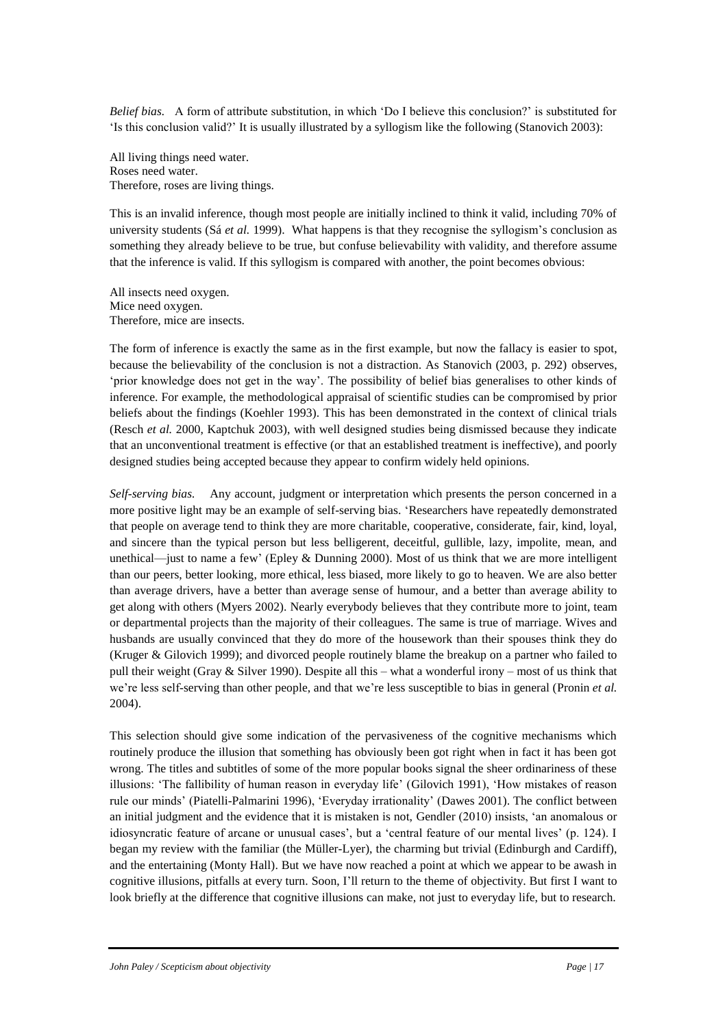*Belief bias.* A form of attribute substitution, in which 'Do I believe this conclusion?' is substituted for 'Is this conclusion valid?' It is usually illustrated by a syllogism like the following (Stanovich 2003):

All living things need water.
Roses need water.
Therefore, roses are living things.

This is an invalid inference, though most people are initially inclined to think it valid, including 70% of university students (Sá *et al.* 1999). What happens is that they recognise the syllogism's conclusion as something they already believe to be true, but confuse believability with validity, and therefore assume that the inference is valid. If this syllogism is compared with another, the point becomes obvious:

All insects need oxygen.
Mice need oxygen.
Therefore, mice are insects.

The form of inference is exactly the same as in the first example, but now the fallacy is easier to spot, because the believability of the conclusion is not a distraction. As Stanovich (2003, p. 292) observes, 'prior knowledge does not get in the way'. The possibility of belief bias generalises to other kinds of inference. For example, the methodological appraisal of scientific studies can be compromised by prior beliefs about the findings (Koehler 1993). This has been demonstrated in the context of clinical trials (Resch *et al.* 2000, Kaptchuk 2003), with well designed studies being dismissed because they indicate that an unconventional treatment is effective (or that an established treatment is ineffective), and poorly designed studies being accepted because they appear to confirm widely held opinions.

*Self-serving bias.* Any account, judgment or interpretation which presents the person concerned in a more positive light may be an example of self-serving bias. 'Researchers have repeatedly demonstrated that people on average tend to think they are more charitable, cooperative, considerate, fair, kind, loyal, and sincere than the typical person but less belligerent, deceitful, gullible, lazy, impolite, mean, and unethical—just to name a few' (Epley & Dunning 2000). Most of us think that we are more intelligent than our peers, better looking, more ethical, less biased, more likely to go to heaven. We are also better than average drivers, have a better than average sense of humour, and a better than average ability to get along with others (Myers 2002). Nearly everybody believes that they contribute more to joint, team or departmental projects than the majority of their colleagues. The same is true of marriage. Wives and husbands are usually convinced that they do more of the housework than their spouses think they do (Kruger & Gilovich 1999); and divorced people routinely blame the breakup on a partner who failed to pull their weight (Gray & Silver 1990). Despite all this – what a wonderful irony – most of us think that we're less self-serving than other people, and that we're less susceptible to bias in general (Pronin *et al.* 2004).

This selection should give some indication of the pervasiveness of the cognitive mechanisms which routinely produce the illusion that something has obviously been got right when in fact it has been got wrong. The titles and subtitles of some of the more popular books signal the sheer ordinariness of these illusions: 'The fallibility of human reason in everyday life' (Gilovich 1991), 'How mistakes of reason rule our minds' (Piatelli-Palmarini 1996), 'Everyday irrationality' (Dawes 2001). The conflict between an initial judgment and the evidence that it is mistaken is not, Gendler (2010) insists, 'an anomalous or idiosyncratic feature of arcane or unusual cases', but a 'central feature of our mental lives' (p. 124). I began my review with the familiar (the Müller-Lyer), the charming but trivial (Edinburgh and Cardiff), and the entertaining (Monty Hall). But we have now reached a point at which we appear to be awash in cognitive illusions, pitfalls at every turn. Soon, I'll return to the theme of objectivity. But first I want to look briefly at the difference that cognitive illusions can make, not just to everyday life, but to research.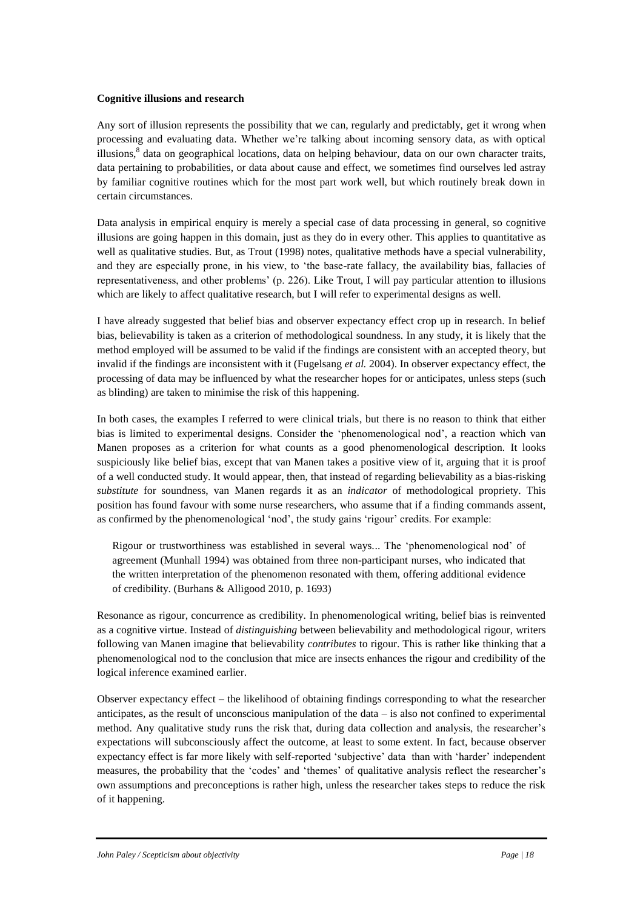**Cognitive illusions and research**

Any sort of illusion represents the possibility that we can, regularly and predictably, get it wrong when processing and evaluating data. Whether we're talking about incoming sensory data, as with optical illusions,[8] data on geographical locations, data on helping behaviour, data on our own character traits, data pertaining to probabilities, or data about cause and effect, we sometimes find ourselves led astray by familiar cognitive routines which for the most part work well, but which routinely break down in certain circumstances.

Data analysis in empirical enquiry is merely a special case of data processing in general, so cognitive illusions are going happen in this domain, just as they do in every other. This applies to quantitative as well as qualitative studies. But, as Trout (1998) notes, qualitative methods have a special vulnerability, and they are especially prone, in his view, to 'the base-rate fallacy, the availability bias, fallacies of representativeness, and other problems' (p. 226). Like Trout, I will pay particular attention to illusions which are likely to affect qualitative research, but I will refer to experimental designs as well.

I have already suggested that belief bias and observer expectancy effect crop up in research. In belief bias, believability is taken as a criterion of methodological soundness. In any study, it is likely that the method employed will be assumed to be valid if the findings are consistent with an accepted theory, but invalid if the findings are inconsistent with it (Fugelsang *et al.* 2004). In observer expectancy effect, the processing of data may be influenced by what the researcher hopes for or anticipates, unless steps (such as blinding) are taken to minimise the risk of this happening.

In both cases, the examples I referred to were clinical trials, but there is no reason to think that either bias is limited to experimental designs. Consider the 'phenomenological nod', a reaction which van Manen proposes as a criterion for what counts as a good phenomenological description. It looks suspiciously like belief bias, except that van Manen takes a positive view of it, arguing that it is proof of a well conducted study. It would appear, then, that instead of regarding believability as a bias-risking *substitute* for soundness, van Manen regards it as an *indicator* of methodological propriety. This position has found favour with some nurse researchers, who assume that if a finding commands assent, as confirmed by the phenomenological 'nod', the study gains 'rigour' credits. For example:

> Rigour or trustworthiness was established in several ways... The 'phenomenological nod' of agreement (Munhall 1994) was obtained from three non-participant nurses, who indicated that the written interpretation of the phenomenon resonated with them, offering additional evidence of credibility. (Burhans & Alligood 2010, p. 1693)

Resonance as rigour, concurrence as credibility. In phenomenological writing, belief bias is reinvented as a cognitive virtue. Instead of *distinguishing* between believability and methodological rigour, writers following van Manen imagine that believability *contributes* to rigour. This is rather like thinking that a phenomenological nod to the conclusion that mice are insects enhances the rigour and credibility of the logical inference examined earlier.

Observer expectancy effect – the likelihood of obtaining findings corresponding to what the researcher anticipates, as the result of unconscious manipulation of the data – is also not confined to experimental method. Any qualitative study runs the risk that, during data collection and analysis, the researcher's expectations will subconsciously affect the outcome, at least to some extent. In fact, because observer expectancy effect is far more likely with self-reported 'subjective' data than with 'harder' independent measures, the probability that the 'codes' and 'themes' of qualitative analysis reflect the researcher's own assumptions and preconceptions is rather high, unless the researcher takes steps to reduce the risk of it happening.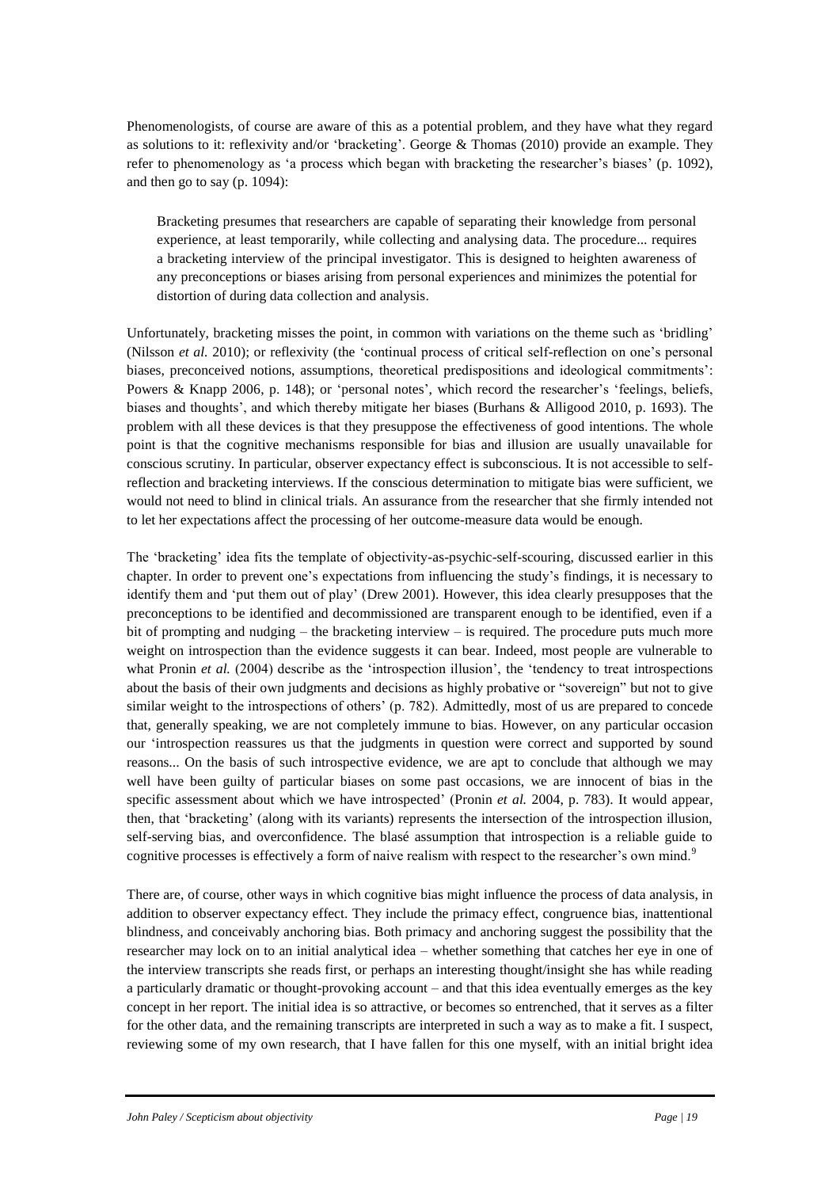Phenomenologists, of course are aware of this as a potential problem, and they have what they regard as solutions to it: reflexivity and/or 'bracketing'. George & Thomas (2010) provide an example. They refer to phenomenology as 'a process which began with bracketing the researcher's biases' (p. 1092), and then go to say (p. 1094):

> Bracketing presumes that researchers are capable of separating their knowledge from personal experience, at least temporarily, while collecting and analysing data. The procedure... requires a bracketing interview of the principal investigator. This is designed to heighten awareness of any preconceptions or biases arising from personal experiences and minimizes the potential for distortion of during data collection and analysis.

Unfortunately, bracketing misses the point, in common with variations on the theme such as 'bridling' (Nilsson *et al.* 2010); or reflexivity (the 'continual process of critical self-reflection on one's personal biases, preconceived notions, assumptions, theoretical predispositions and ideological commitments': Powers & Knapp 2006, p. 148); or 'personal notes', which record the researcher's 'feelings, beliefs, biases and thoughts', and which thereby mitigate her biases (Burhans & Alligood 2010, p. 1693). The problem with all these devices is that they presuppose the effectiveness of good intentions. The whole point is that the cognitive mechanisms responsible for bias and illusion are usually unavailable for conscious scrutiny. In particular, observer expectancy effect is subconscious. It is not accessible to self-reflection and bracketing interviews. If the conscious determination to mitigate bias were sufficient, we would not need to blind in clinical trials. An assurance from the researcher that she firmly intended not to let her expectations affect the processing of her outcome-measure data would be enough.

The 'bracketing' idea fits the template of objectivity-as-psychic-self-scouring, discussed earlier in this chapter. In order to prevent one's expectations from influencing the study's findings, it is necessary to identify them and 'put them out of play' (Drew 2001). However, this idea clearly presupposes that the preconceptions to be identified and decommissioned are transparent enough to be identified, even if a bit of prompting and nudging – the bracketing interview – is required. The procedure puts much more weight on introspection than the evidence suggests it can bear. Indeed, most people are vulnerable to what Pronin *et al.* (2004) describe as the 'introspection illusion', the 'tendency to treat introspections about the basis of their own judgments and decisions as highly probative or "sovereign" but not to give similar weight to the introspections of others' (p. 782). Admittedly, most of us are prepared to concede that, generally speaking, we are not completely immune to bias. However, on any particular occasion our 'introspection reassures us that the judgments in question were correct and supported by sound reasons... On the basis of such introspective evidence, we are apt to conclude that although we may well have been guilty of particular biases on some past occasions, we are innocent of bias in the specific assessment about which we have introspected' (Pronin *et al.* 2004, p. 783). It would appear, then, that 'bracketing' (along with its variants) represents the intersection of the introspection illusion, self-serving bias, and overconfidence. The blasé assumption that introspection is a reliable guide to cognitive processes is effectively a form of naive realism with respect to the researcher's own mind.[9]

There are, of course, other ways in which cognitive bias might influence the process of data analysis, in addition to observer expectancy effect. They include the primacy effect, congruence bias, inattentional blindness, and conceivably anchoring bias. Both primacy and anchoring suggest the possibility that the researcher may lock on to an initial analytical idea – whether something that catches her eye in one of the interview transcripts she reads first, or perhaps an interesting thought/insight she has while reading a particularly dramatic or thought-provoking account – and that this idea eventually emerges as the key concept in her report. The initial idea is so attractive, or becomes so entrenched, that it serves as a filter for the other data, and the remaining transcripts are interpreted in such a way as to make a fit. I suspect, reviewing some of my own research, that I have fallen for this one myself, with an initial bright idea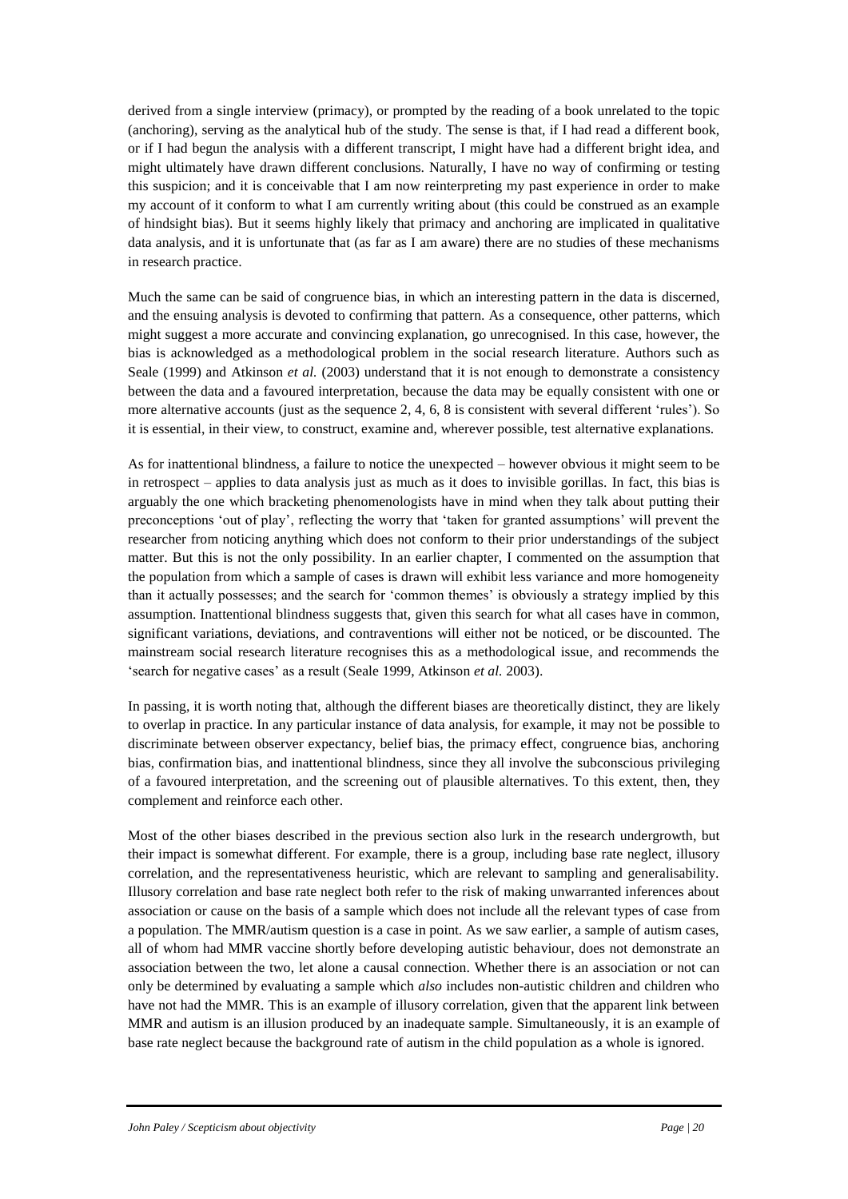derived from a single interview (primacy), or prompted by the reading of a book unrelated to the topic (anchoring), serving as the analytical hub of the study. The sense is that, if I had read a different book, or if I had begun the analysis with a different transcript, I might have had a different bright idea, and might ultimately have drawn different conclusions. Naturally, I have no way of confirming or testing this suspicion; and it is conceivable that I am now reinterpreting my past experience in order to make my account of it conform to what I am currently writing about (this could be construed as an example of hindsight bias). But it seems highly likely that primacy and anchoring are implicated in qualitative data analysis, and it is unfortunate that (as far as I am aware) there are no studies of these mechanisms in research practice.

Much the same can be said of congruence bias, in which an interesting pattern in the data is discerned, and the ensuing analysis is devoted to confirming that pattern. As a consequence, other patterns, which might suggest a more accurate and convincing explanation, go unrecognised. In this case, however, the bias is acknowledged as a methodological problem in the social research literature. Authors such as Seale (1999) and Atkinson *et al.* (2003) understand that it is not enough to demonstrate a consistency between the data and a favoured interpretation, because the data may be equally consistent with one or more alternative accounts (just as the sequence 2, 4, 6, 8 is consistent with several different 'rules'). So it is essential, in their view, to construct, examine and, wherever possible, test alternative explanations.

As for inattentional blindness, a failure to notice the unexpected – however obvious it might seem to be in retrospect – applies to data analysis just as much as it does to invisible gorillas. In fact, this bias is arguably the one which bracketing phenomenologists have in mind when they talk about putting their preconceptions 'out of play', reflecting the worry that 'taken for granted assumptions' will prevent the researcher from noticing anything which does not conform to their prior understandings of the subject matter. But this is not the only possibility. In an earlier chapter, I commented on the assumption that the population from which a sample of cases is drawn will exhibit less variance and more homogeneity than it actually possesses; and the search for 'common themes' is obviously a strategy implied by this assumption. Inattentional blindness suggests that, given this search for what all cases have in common, significant variations, deviations, and contraventions will either not be noticed, or be discounted. The mainstream social research literature recognises this as a methodological issue, and recommends the 'search for negative cases' as a result (Seale 1999, Atkinson *et al.* 2003).

In passing, it is worth noting that, although the different biases are theoretically distinct, they are likely to overlap in practice. In any particular instance of data analysis, for example, it may not be possible to discriminate between observer expectancy, belief bias, the primacy effect, congruence bias, anchoring bias, confirmation bias, and inattentional blindness, since they all involve the subconscious privileging of a favoured interpretation, and the screening out of plausible alternatives. To this extent, then, they complement and reinforce each other.

Most of the other biases described in the previous section also lurk in the research undergrowth, but their impact is somewhat different. For example, there is a group, including base rate neglect, illusory correlation, and the representativeness heuristic, which are relevant to sampling and generalisability. Illusory correlation and base rate neglect both refer to the risk of making unwarranted inferences about association or cause on the basis of a sample which does not include all the relevant types of case from a population. The MMR/autism question is a case in point. As we saw earlier, a sample of autism cases, all of whom had MMR vaccine shortly before developing autistic behaviour, does not demonstrate an association between the two, let alone a causal connection. Whether there is an association or not can only be determined by evaluating a sample which *also* includes non-autistic children and children who have not had the MMR. This is an example of illusory correlation, given that the apparent link between MMR and autism is an illusion produced by an inadequate sample. Simultaneously, it is an example of base rate neglect because the background rate of autism in the child population as a whole is ignored.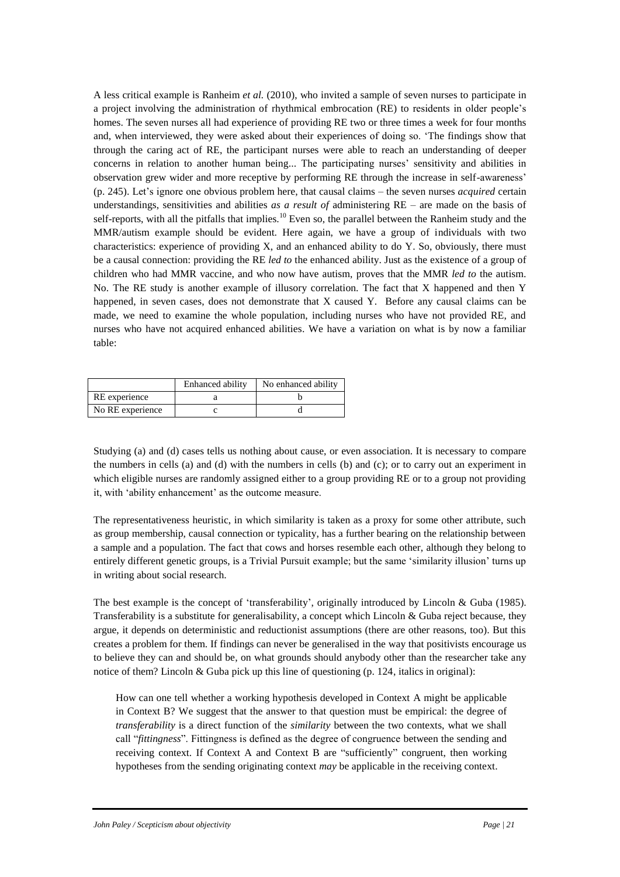A less critical example is Ranheim *et al.* (2010), who invited a sample of seven nurses to participate in a project involving the administration of rhythmical embrocation (RE) to residents in older people's homes. The seven nurses all had experience of providing RE two or three times a week for four months and, when interviewed, they were asked about their experiences of doing so. 'The findings show that through the caring act of RE, the participant nurses were able to reach an understanding of deeper concerns in relation to another human being... The participating nurses' sensitivity and abilities in observation grew wider and more receptive by performing RE through the increase in self-awareness' (p. 245). Let's ignore one obvious problem here, that causal claims – the seven nurses *acquired* certain understandings, sensitivities and abilities *as a result of* administering RE – are made on the basis of self-reports, with all the pitfalls that implies.[10] Even so, the parallel between the Ranheim study and the MMR/autism example should be evident. Here again, we have a group of individuals with two characteristics: experience of providing X, and an enhanced ability to do Y. So, obviously, there must be a causal connection: providing the RE *led to* the enhanced ability. Just as the existence of a group of children who had MMR vaccine, and who now have autism, proves that the MMR *led to* the autism. No. The RE study is another example of illusory correlation. The fact that X happened and then Y happened, in seven cases, does not demonstrate that X caused Y. Before any causal claims can be made, we need to examine the whole population, including nurses who have not provided RE, and nurses who have not acquired enhanced abilities. We have a variation on what is by now a familiar table:

| | Enhanced ability | No enhanced ability |
|---|---|---|
| RE experience | a | b |
| No RE experience | c | d |

Studying (a) and (d) cases tells us nothing about cause, or even association. It is necessary to compare the numbers in cells (a) and (d) with the numbers in cells (b) and (c); or to carry out an experiment in which eligible nurses are randomly assigned either to a group providing RE or to a group not providing it, with 'ability enhancement' as the outcome measure.

The representativeness heuristic, in which similarity is taken as a proxy for some other attribute, such as group membership, causal connection or typicality, has a further bearing on the relationship between a sample and a population. The fact that cows and horses resemble each other, although they belong to entirely different genetic groups, is a Trivial Pursuit example; but the same 'similarity illusion' turns up in writing about social research.

The best example is the concept of 'transferability', originally introduced by Lincoln & Guba (1985). Transferability is a substitute for generalisability, a concept which Lincoln & Guba reject because, they argue, it depends on deterministic and reductionist assumptions (there are other reasons, too). But this creates a problem for them. If findings can never be generalised in the way that positivists encourage us to believe they can and should be, on what grounds should anybody other than the researcher take any notice of them? Lincoln & Guba pick up this line of questioning (p. 124, italics in original):

> How can one tell whether a working hypothesis developed in Context A might be applicable in Context B? We suggest that the answer to that question must be empirical: the degree of *transferability* is a direct function of the *similarity* between the two contexts, what we shall call "*fittingness*". Fittingness is defined as the degree of congruence between the sending and receiving context. If Context A and Context B are "sufficiently" congruent, then working hypotheses from the sending originating context *may* be applicable in the receiving context.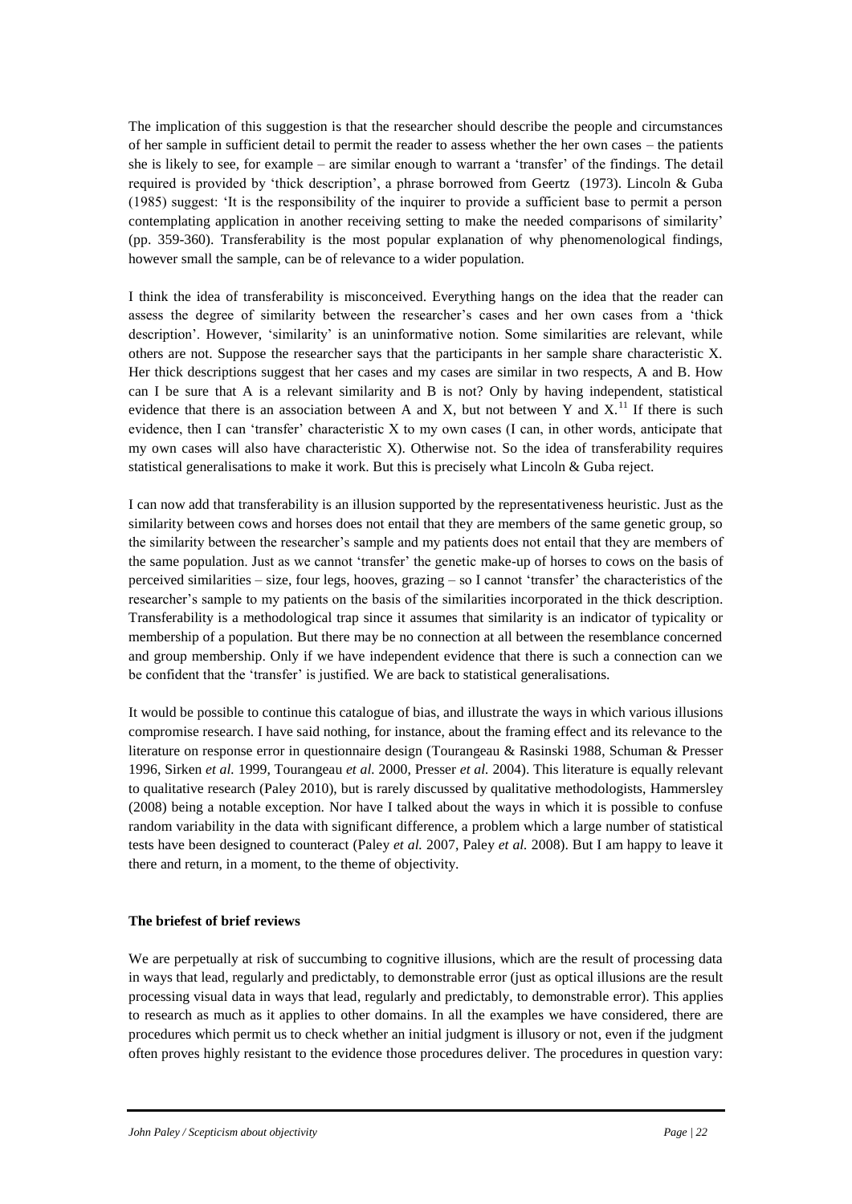The implication of this suggestion is that the researcher should describe the people and circumstances of her sample in sufficient detail to permit the reader to assess whether the her own cases – the patients she is likely to see, for example – are similar enough to warrant a 'transfer' of the findings. The detail required is provided by 'thick description', a phrase borrowed from Geertz (1973). Lincoln & Guba (1985) suggest: 'It is the responsibility of the inquirer to provide a sufficient base to permit a person contemplating application in another receiving setting to make the needed comparisons of similarity' (pp. 359-360). Transferability is the most popular explanation of why phenomenological findings, however small the sample, can be of relevance to a wider population.

I think the idea of transferability is misconceived. Everything hangs on the idea that the reader can assess the degree of similarity between the researcher's cases and her own cases from a 'thick description'. However, 'similarity' is an uninformative notion. Some similarities are relevant, while others are not. Suppose the researcher says that the participants in her sample share characteristic X. Her thick descriptions suggest that her cases and my cases are similar in two respects, A and B. How can I be sure that A is a relevant similarity and B is not? Only by having independent, statistical evidence that there is an association between A and X, but not between Y and X.[11] If there is such evidence, then I can 'transfer' characteristic X to my own cases (I can, in other words, anticipate that my own cases will also have characteristic X). Otherwise not. So the idea of transferability requires statistical generalisations to make it work. But this is precisely what Lincoln & Guba reject.

I can now add that transferability is an illusion supported by the representativeness heuristic. Just as the similarity between cows and horses does not entail that they are members of the same genetic group, so the similarity between the researcher's sample and my patients does not entail that they are members of the same population. Just as we cannot 'transfer' the genetic make-up of horses to cows on the basis of perceived similarities – size, four legs, hooves, grazing – so I cannot 'transfer' the characteristics of the researcher's sample to my patients on the basis of the similarities incorporated in the thick description. Transferability is a methodological trap since it assumes that similarity is an indicator of typicality or membership of a population. But there may be no connection at all between the resemblance concerned and group membership. Only if we have independent evidence that there is such a connection can we be confident that the 'transfer' is justified. We are back to statistical generalisations.

It would be possible to continue this catalogue of bias, and illustrate the ways in which various illusions compromise research. I have said nothing, for instance, about the framing effect and its relevance to the literature on response error in questionnaire design (Tourangeau & Rasinski 1988, Schuman & Presser 1996, Sirken *et al.* 1999, Tourangeau *et al.* 2000, Presser *et al.* 2004). This literature is equally relevant to qualitative research (Paley 2010), but is rarely discussed by qualitative methodologists, Hammersley (2008) being a notable exception. Nor have I talked about the ways in which it is possible to confuse random variability in the data with significant difference, a problem which a large number of statistical tests have been designed to counteract (Paley *et al.* 2007, Paley *et al.* 2008). But I am happy to leave it there and return, in a moment, to the theme of objectivity.

**The briefest of brief reviews**

We are perpetually at risk of succumbing to cognitive illusions, which are the result of processing data in ways that lead, regularly and predictably, to demonstrable error (just as optical illusions are the result processing visual data in ways that lead, regularly and predictably, to demonstrable error). This applies to research as much as it applies to other domains. In all the examples we have considered, there are procedures which permit us to check whether an initial judgment is illusory or not, even if the judgment often proves highly resistant to the evidence those procedures deliver. The procedures in question vary: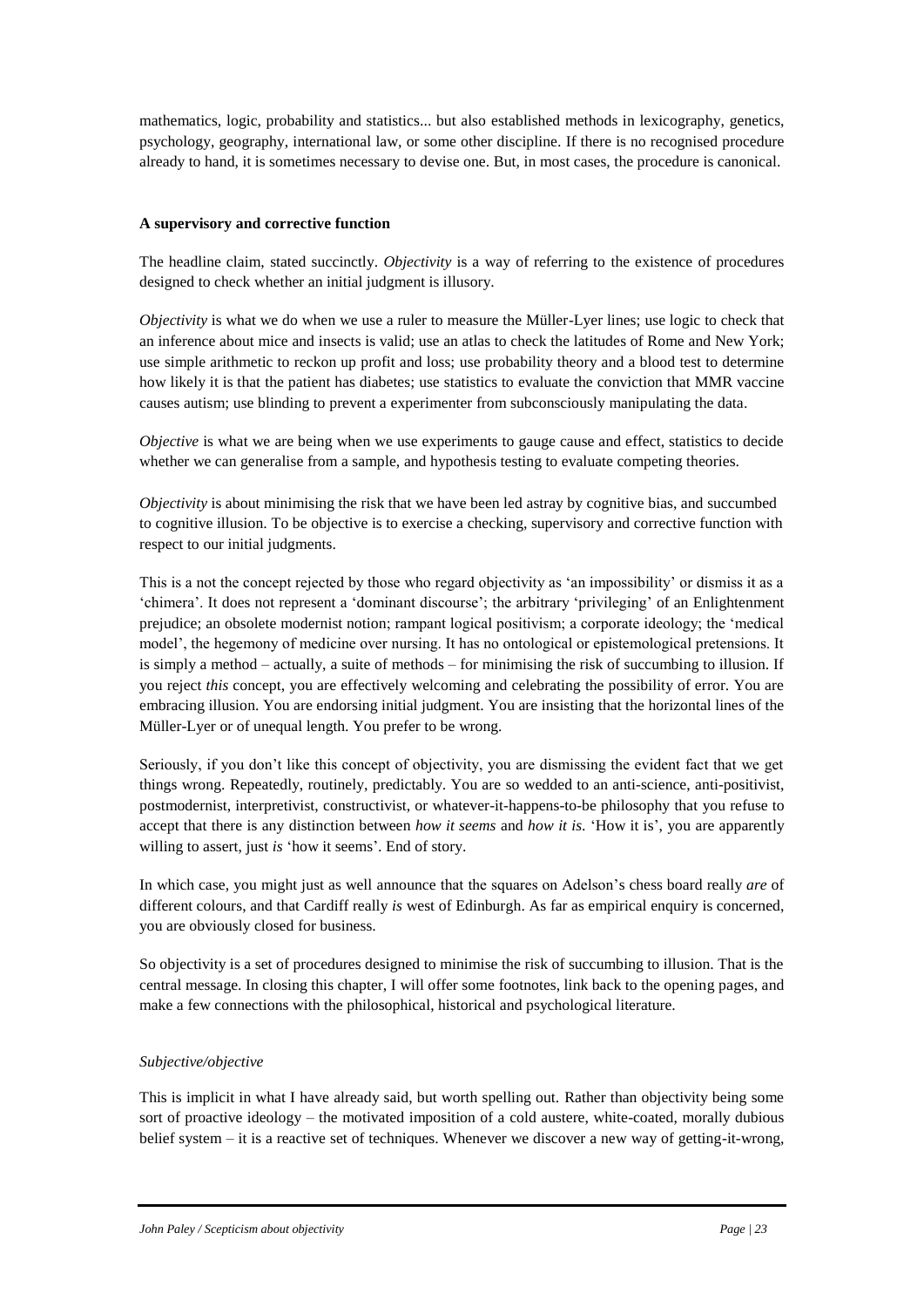mathematics, logic, probability and statistics... but also established methods in lexicography, genetics, psychology, geography, international law, or some other discipline. If there is no recognised procedure already to hand, it is sometimes necessary to devise one. But, in most cases, the procedure is canonical.

**A supervisory and corrective function**

The headline claim, stated succinctly. *Objectivity* is a way of referring to the existence of procedures designed to check whether an initial judgment is illusory.

*Objectivity* is what we do when we use a ruler to measure the Müller-Lyer lines; use logic to check that an inference about mice and insects is valid; use an atlas to check the latitudes of Rome and New York; use simple arithmetic to reckon up profit and loss; use probability theory and a blood test to determine how likely it is that the patient has diabetes; use statistics to evaluate the conviction that MMR vaccine causes autism; use blinding to prevent a experimenter from subconsciously manipulating the data.

*Objective* is what we are being when we use experiments to gauge cause and effect, statistics to decide whether we can generalise from a sample, and hypothesis testing to evaluate competing theories.

*Objectivity* is about minimising the risk that we have been led astray by cognitive bias, and succumbed to cognitive illusion. To be objective is to exercise a checking, supervisory and corrective function with respect to our initial judgments.

This is a not the concept rejected by those who regard objectivity as 'an impossibility' or dismiss it as a 'chimera'. It does not represent a 'dominant discourse'; the arbitrary 'privileging' of an Enlightenment prejudice; an obsolete modernist notion; rampant logical positivism; a corporate ideology; the 'medical model', the hegemony of medicine over nursing. It has no ontological or epistemological pretensions. It is simply a method – actually, a suite of methods – for minimising the risk of succumbing to illusion. If you reject *this* concept, you are effectively welcoming and celebrating the possibility of error. You are embracing illusion. You are endorsing initial judgment. You are insisting that the horizontal lines of the Müller-Lyer or of unequal length. You prefer to be wrong.

Seriously, if you don't like this concept of objectivity, you are dismissing the evident fact that we get things wrong. Repeatedly, routinely, predictably. You are so wedded to an anti-science, anti-positivist, postmodernist, interpretivist, constructivist, or whatever-it-happens-to-be philosophy that you refuse to accept that there is any distinction between *how it seems* and *how it is*. 'How it is', you are apparently willing to assert, just *is* 'how it seems'. End of story.

In which case, you might just as well announce that the squares on Adelson's chess board really *are* of different colours, and that Cardiff really *is* west of Edinburgh. As far as empirical enquiry is concerned, you are obviously closed for business.

So objectivity is a set of procedures designed to minimise the risk of succumbing to illusion. That is the central message. In closing this chapter, I will offer some footnotes, link back to the opening pages, and make a few connections with the philosophical, historical and psychological literature.

*Subjective/objective*

This is implicit in what I have already said, but worth spelling out. Rather than objectivity being some sort of proactive ideology – the motivated imposition of a cold austere, white-coated, morally dubious belief system – it is a reactive set of techniques. Whenever we discover a new way of getting-it-wrong,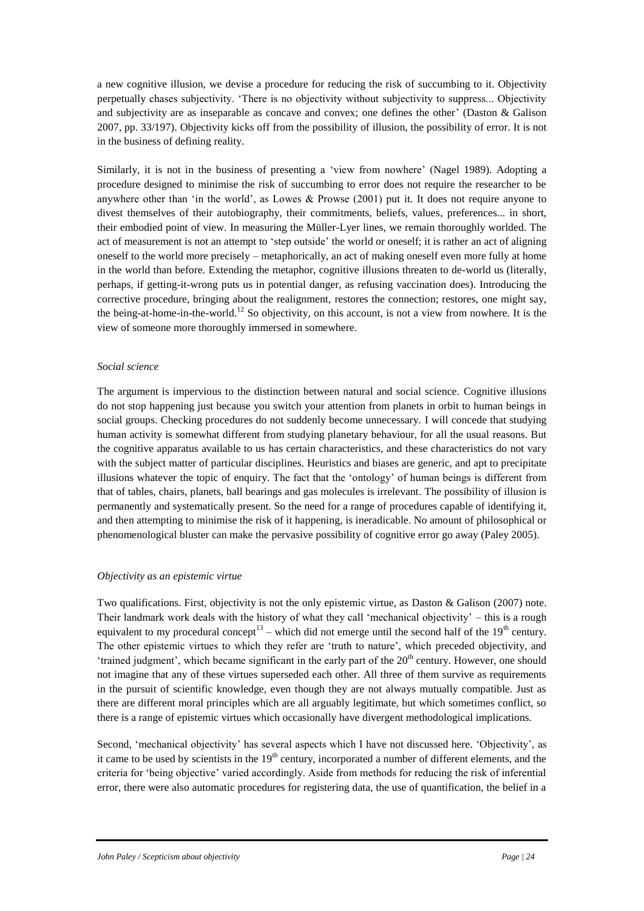a new cognitive illusion, we devise a procedure for reducing the risk of succumbing to it. Objectivity perpetually chases subjectivity. 'There is no objectivity without subjectivity to suppress... Objectivity and subjectivity are as inseparable as concave and convex; one defines the other' (Daston & Galison 2007, pp. 33/197). Objectivity kicks off from the possibility of illusion, the possibility of error. It is not in the business of defining reality.

Similarly, it is not in the business of presenting a 'view from nowhere' (Nagel 1989). Adopting a procedure designed to minimise the risk of succumbing to error does not require the researcher to be anywhere other than 'in the world', as Lowes & Prowse (2001) put it. It does not require anyone to divest themselves of their autobiography, their commitments, beliefs, values, preferences... in short, their embodied point of view. In measuring the Müller-Lyer lines, we remain thoroughly worlded. The act of measurement is not an attempt to 'step outside' the world or oneself; it is rather an act of aligning oneself to the world more precisely – metaphorically, an act of making oneself even more fully at home in the world than before. Extending the metaphor, cognitive illusions threaten to de-world us (literally, perhaps, if getting-it-wrong puts us in potential danger, as refusing vaccination does). Introducing the corrective procedure, bringing about the realignment, restores the connection; restores, one might say, the being-at-home-in-the-world.[12] So objectivity, on this account, is not a view from nowhere. It is the view of someone more thoroughly immersed in somewhere.

### *Social science*

The argument is impervious to the distinction between natural and social science. Cognitive illusions do not stop happening just because you switch your attention from planets in orbit to human beings in social groups. Checking procedures do not suddenly become unnecessary. I will concede that studying human activity is somewhat different from studying planetary behaviour, for all the usual reasons. But the cognitive apparatus available to us has certain characteristics, and these characteristics do not vary with the subject matter of particular disciplines. Heuristics and biases are generic, and apt to precipitate illusions whatever the topic of enquiry. The fact that the 'ontology' of human beings is different from that of tables, chairs, planets, ball bearings and gas molecules is irrelevant. The possibility of illusion is permanently and systematically present. So the need for a range of procedures capable of identifying it, and then attempting to minimise the risk of it happening, is ineradicable. No amount of philosophical or phenomenological bluster can make the pervasive possibility of cognitive error go away (Paley 2005).

### *Objectivity as an epistemic virtue*

Two qualifications. First, objectivity is not the only epistemic virtue, as Daston & Galison (2007) note. Their landmark work deals with the history of what they call 'mechanical objectivity' – this is a rough equivalent to my procedural concept[13] – which did not emerge until the second half of the 19th century. The other epistemic virtues to which they refer are 'truth to nature', which preceded objectivity, and 'trained judgment', which became significant in the early part of the 20th century. However, one should not imagine that any of these virtues superseded each other. All three of them survive as requirements in the pursuit of scientific knowledge, even though they are not always mutually compatible. Just as there are different moral principles which are all arguably legitimate, but which sometimes conflict, so there is a range of epistemic virtues which occasionally have divergent methodological implications.

Second, 'mechanical objectivity' has several aspects which I have not discussed here. 'Objectivity', as it came to be used by scientists in the 19th century, incorporated a number of different elements, and the criteria for 'being objective' varied accordingly. Aside from methods for reducing the risk of inferential error, there were also automatic procedures for registering data, the use of quantification, the belief in a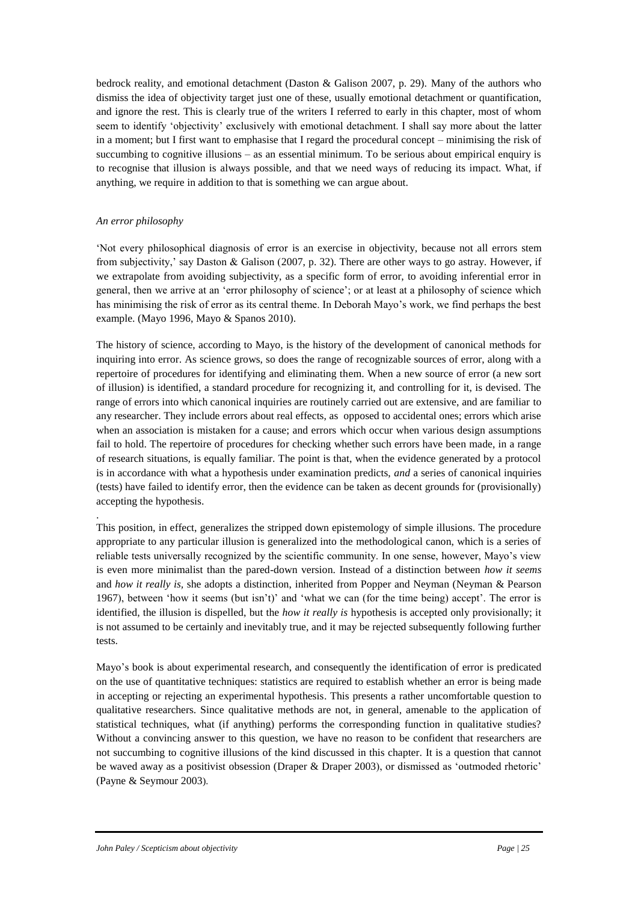bedrock reality, and emotional detachment (Daston & Galison 2007, p. 29). Many of the authors who dismiss the idea of objectivity target just one of these, usually emotional detachment or quantification, and ignore the rest. This is clearly true of the writers I referred to early in this chapter, most of whom seem to identify 'objectivity' exclusively with emotional detachment. I shall say more about the latter in a moment; but I first want to emphasise that I regard the procedural concept – minimising the risk of succumbing to cognitive illusions – as an essential minimum. To be serious about empirical enquiry is to recognise that illusion is always possible, and that we need ways of reducing its impact. What, if anything, we require in addition to that is something we can argue about.

*An error philosophy*

'Not every philosophical diagnosis of error is an exercise in objectivity, because not all errors stem from subjectivity,' say Daston & Galison (2007, p. 32). There are other ways to go astray. However, if we extrapolate from avoiding subjectivity, as a specific form of error, to avoiding inferential error in general, then we arrive at an 'error philosophy of science'; or at least at a philosophy of science which has minimising the risk of error as its central theme. In Deborah Mayo's work, we find perhaps the best example. (Mayo 1996, Mayo & Spanos 2010).

The history of science, according to Mayo, is the history of the development of canonical methods for inquiring into error. As science grows, so does the range of recognizable sources of error, along with a repertoire of procedures for identifying and eliminating them. When a new source of error (a new sort of illusion) is identified, a standard procedure for recognizing it, and controlling for it, is devised. The range of errors into which canonical inquiries are routinely carried out are extensive, and are familiar to any researcher. They include errors about real effects, as opposed to accidental ones; errors which arise when an association is mistaken for a cause; and errors which occur when various design assumptions fail to hold. The repertoire of procedures for checking whether such errors have been made, in a range of research situations, is equally familiar. The point is that, when the evidence generated by a protocol is in accordance with what a hypothesis under examination predicts, *and* a series of canonical inquiries (tests) have failed to identify error, then the evidence can be taken as decent grounds for (provisionally) accepting the hypothesis.

.

This position, in effect, generalizes the stripped down epistemology of simple illusions. The procedure appropriate to any particular illusion is generalized into the methodological canon, which is a series of reliable tests universally recognized by the scientific community. In one sense, however, Mayo's view is even more minimalist than the pared-down version. Instead of a distinction between *how it seems* and *how it really is*, she adopts a distinction, inherited from Popper and Neyman (Neyman & Pearson 1967), between 'how it seems (but isn't)' and 'what we can (for the time being) accept'. The error is identified, the illusion is dispelled, but the *how it really is* hypothesis is accepted only provisionally; it is not assumed to be certainly and inevitably true, and it may be rejected subsequently following further tests.

Mayo's book is about experimental research, and consequently the identification of error is predicated on the use of quantitative techniques: statistics are required to establish whether an error is being made in accepting or rejecting an experimental hypothesis. This presents a rather uncomfortable question to qualitative researchers. Since qualitative methods are not, in general, amenable to the application of statistical techniques, what (if anything) performs the corresponding function in qualitative studies? Without a convincing answer to this question, we have no reason to be confident that researchers are not succumbing to cognitive illusions of the kind discussed in this chapter. It is a question that cannot be waved away as a positivist obsession (Draper & Draper 2003), or dismissed as 'outmoded rhetoric' (Payne & Seymour 2003).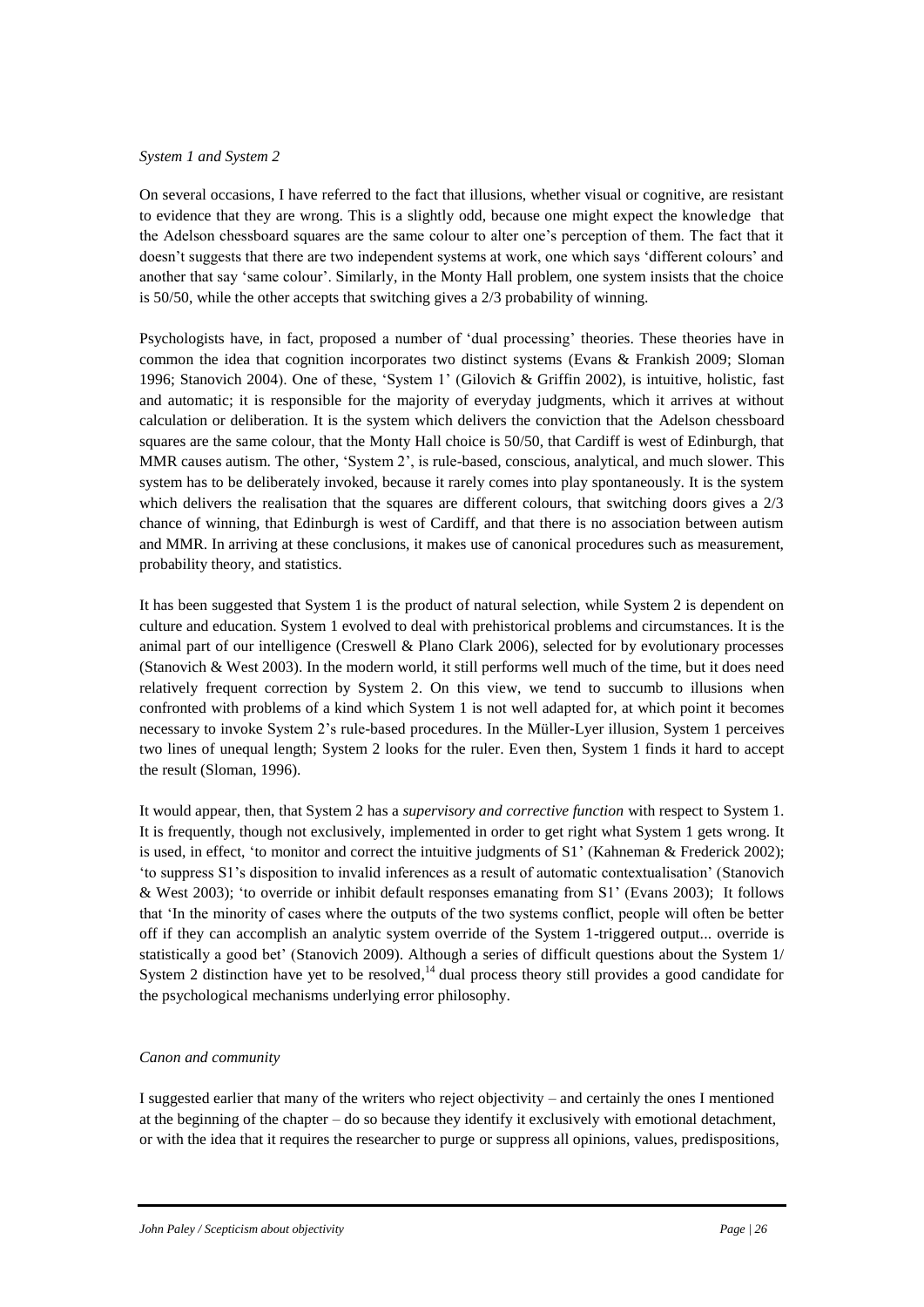*System 1 and System 2*

On several occasions, I have referred to the fact that illusions, whether visual or cognitive, are resistant to evidence that they are wrong. This is a slightly odd, because one might expect the knowledge that the Adelson chessboard squares are the same colour to alter one's perception of them. The fact that it doesn't suggests that there are two independent systems at work, one which says 'different colours' and another that say 'same colour'. Similarly, in the Monty Hall problem, one system insists that the choice is 50/50, while the other accepts that switching gives a 2/3 probability of winning.

Psychologists have, in fact, proposed a number of 'dual processing' theories. These theories have in common the idea that cognition incorporates two distinct systems (Evans & Frankish 2009; Sloman 1996; Stanovich 2004). One of these, 'System 1' (Gilovich & Griffin 2002), is intuitive, holistic, fast and automatic; it is responsible for the majority of everyday judgments, which it arrives at without calculation or deliberation. It is the system which delivers the conviction that the Adelson chessboard squares are the same colour, that the Monty Hall choice is 50/50, that Cardiff is west of Edinburgh, that MMR causes autism. The other, 'System 2', is rule-based, conscious, analytical, and much slower. This system has to be deliberately invoked, because it rarely comes into play spontaneously. It is the system which delivers the realisation that the squares are different colours, that switching doors gives a 2/3 chance of winning, that Edinburgh is west of Cardiff, and that there is no association between autism and MMR. In arriving at these conclusions, it makes use of canonical procedures such as measurement, probability theory, and statistics.

It has been suggested that System 1 is the product of natural selection, while System 2 is dependent on culture and education. System 1 evolved to deal with prehistorical problems and circumstances. It is the animal part of our intelligence (Creswell & Plano Clark 2006), selected for by evolutionary processes (Stanovich & West 2003). In the modern world, it still performs well much of the time, but it does need relatively frequent correction by System 2. On this view, we tend to succumb to illusions when confronted with problems of a kind which System 1 is not well adapted for, at which point it becomes necessary to invoke System 2's rule-based procedures. In the Müller-Lyer illusion, System 1 perceives two lines of unequal length; System 2 looks for the ruler. Even then, System 1 finds it hard to accept the result (Sloman, 1996).

It would appear, then, that System 2 has a *supervisory and corrective function* with respect to System 1. It is frequently, though not exclusively, implemented in order to get right what System 1 gets wrong. It is used, in effect, 'to monitor and correct the intuitive judgments of S1' (Kahneman & Frederick 2002); 'to suppress S1's disposition to invalid inferences as a result of automatic contextualisation' (Stanovich & West 2003); 'to override or inhibit default responses emanating from S1' (Evans 2003); It follows that 'In the minority of cases where the outputs of the two systems conflict, people will often be better off if they can accomplish an analytic system override of the System 1-triggered output... override is statistically a good bet' (Stanovich 2009). Although a series of difficult questions about the System 1/ System 2 distinction have yet to be resolved,[14] dual process theory still provides a good candidate for the psychological mechanisms underlying error philosophy.

*Canon and community*

I suggested earlier that many of the writers who reject objectivity – and certainly the ones I mentioned at the beginning of the chapter – do so because they identify it exclusively with emotional detachment, or with the idea that it requires the researcher to purge or suppress all opinions, values, predispositions,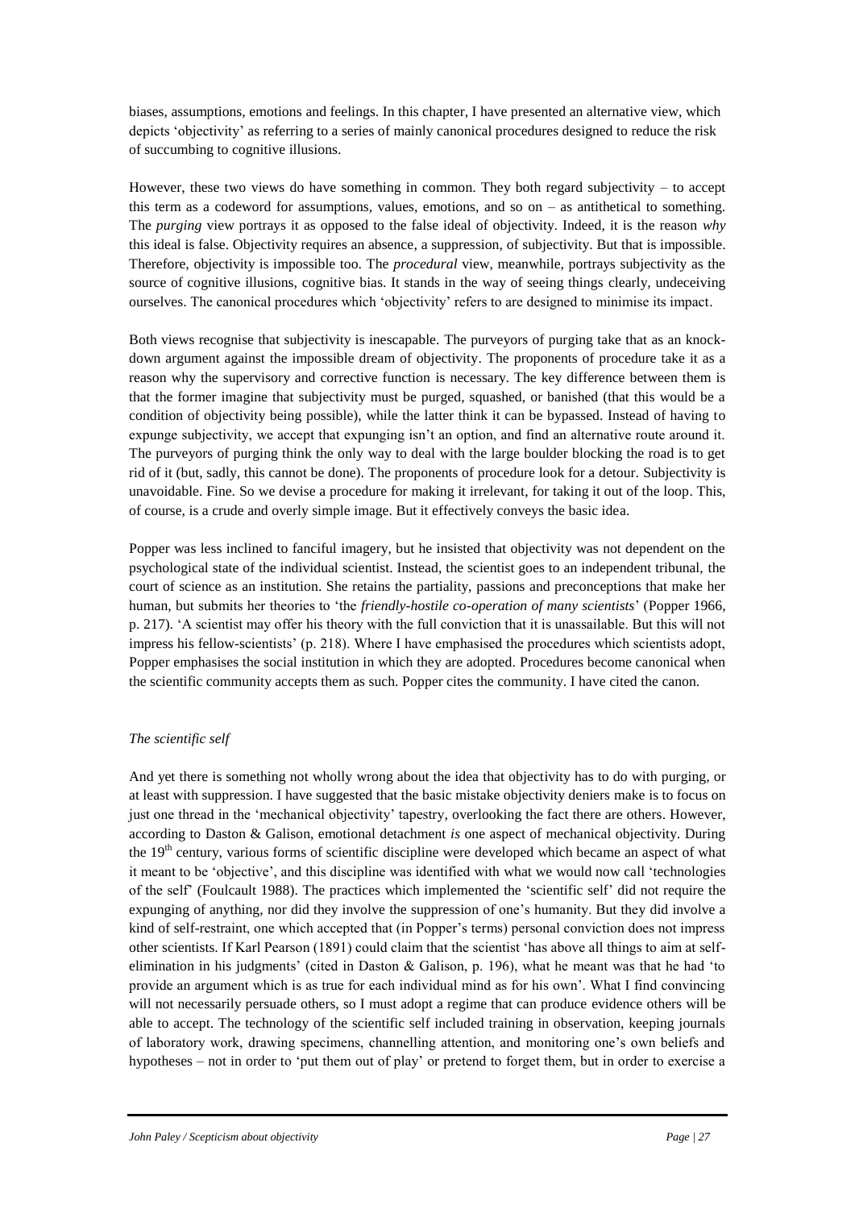biases, assumptions, emotions and feelings. In this chapter, I have presented an alternative view, which depicts 'objectivity' as referring to a series of mainly canonical procedures designed to reduce the risk of succumbing to cognitive illusions.

However, these two views do have something in common. They both regard subjectivity – to accept this term as a codeword for assumptions, values, emotions, and so on – as antithetical to something. The *purging* view portrays it as opposed to the false ideal of objectivity. Indeed, it is the reason *why* this ideal is false. Objectivity requires an absence, a suppression, of subjectivity. But that is impossible. Therefore, objectivity is impossible too. The *procedural* view, meanwhile, portrays subjectivity as the source of cognitive illusions, cognitive bias. It stands in the way of seeing things clearly, undeceiving ourselves. The canonical procedures which 'objectivity' refers to are designed to minimise its impact.

Both views recognise that subjectivity is inescapable. The purveyors of purging take that as an knock-down argument against the impossible dream of objectivity. The proponents of procedure take it as a reason why the supervisory and corrective function is necessary. The key difference between them is that the former imagine that subjectivity must be purged, squashed, or banished (that this would be a condition of objectivity being possible), while the latter think it can be bypassed. Instead of having to expunge subjectivity, we accept that expunging isn't an option, and find an alternative route around it. The purveyors of purging think the only way to deal with the large boulder blocking the road is to get rid of it (but, sadly, this cannot be done). The proponents of procedure look for a detour. Subjectivity is unavoidable. Fine. So we devise a procedure for making it irrelevant, for taking it out of the loop. This, of course, is a crude and overly simple image. But it effectively conveys the basic idea.

Popper was less inclined to fanciful imagery, but he insisted that objectivity was not dependent on the psychological state of the individual scientist. Instead, the scientist goes to an independent tribunal, the court of science as an institution. She retains the partiality, passions and preconceptions that make her human, but submits her theories to 'the *friendly-hostile co-operation of many scientists*' (Popper 1966, p. 217). 'A scientist may offer his theory with the full conviction that it is unassailable. But this will not impress his fellow-scientists' (p. 218). Where I have emphasised the procedures which scientists adopt, Popper emphasises the social institution in which they are adopted. Procedures become canonical when the scientific community accepts them as such. Popper cites the community. I have cited the canon.

### *The scientific self*

And yet there is something not wholly wrong about the idea that objectivity has to do with purging, or at least with suppression. I have suggested that the basic mistake objectivity deniers make is to focus on just one thread in the 'mechanical objectivity' tapestry, overlooking the fact there are others. However, according to Daston & Galison, emotional detachment *is* one aspect of mechanical objectivity. During the 19th century, various forms of scientific discipline were developed which became an aspect of what it meant to be 'objective', and this discipline was identified with what we would now call 'technologies of the self' (Foulcault 1988). The practices which implemented the 'scientific self' did not require the expunging of anything, nor did they involve the suppression of one's humanity. But they did involve a kind of self-restraint, one which accepted that (in Popper's terms) personal conviction does not impress other scientists. If Karl Pearson (1891) could claim that the scientist 'has above all things to aim at self-elimination in his judgments' (cited in Daston & Galison, p. 196), what he meant was that he had 'to provide an argument which is as true for each individual mind as for his own'. What I find convincing will not necessarily persuade others, so I must adopt a regime that can produce evidence others will be able to accept. The technology of the scientific self included training in observation, keeping journals of laboratory work, drawing specimens, channelling attention, and monitoring one's own beliefs and hypotheses – not in order to 'put them out of play' or pretend to forget them, but in order to exercise a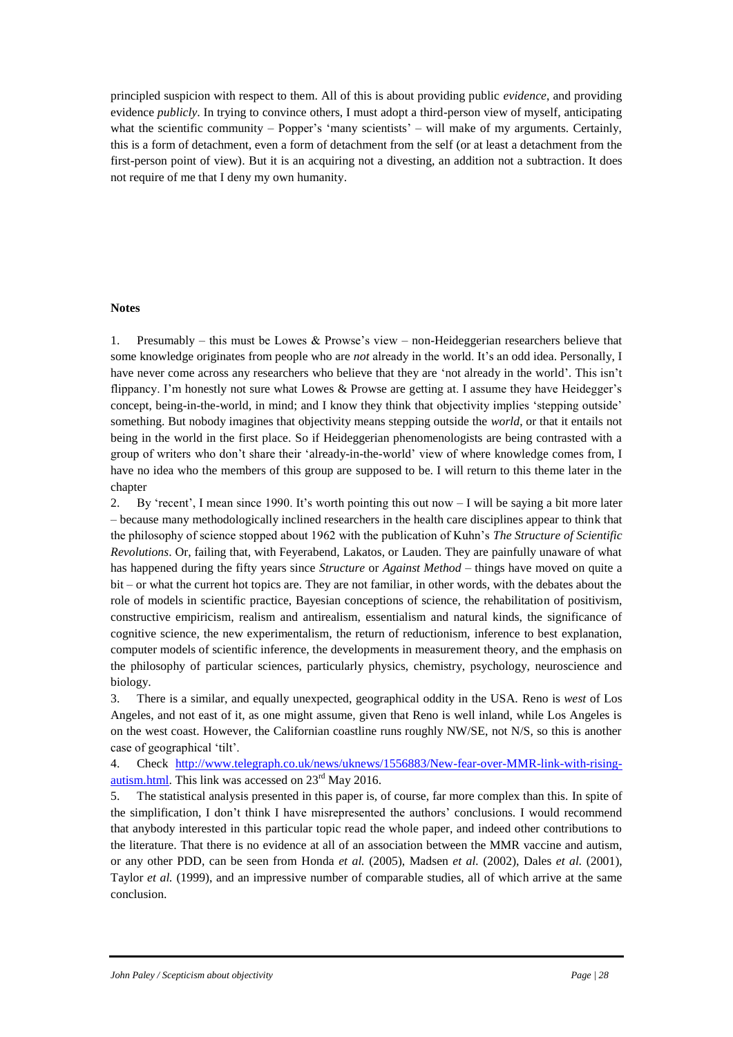principled suspicion with respect to them. All of this is about providing public *evidence*, and providing evidence *publicly*. In trying to convince others, I must adopt a third-person view of myself, anticipating what the scientific community – Popper's 'many scientists' – will make of my arguments. Certainly, this is a form of detachment, even a form of detachment from the self (or at least a detachment from the first-person point of view). But it is an acquiring not a divesting, an addition not a subtraction. It does not require of me that I deny my own humanity.

**Notes**

1. Presumably – this must be Lowes & Prowse's view – non-Heideggerian researchers believe that some knowledge originates from people who are *not* already in the world. It's an odd idea. Personally, I have never come across any researchers who believe that they are 'not already in the world'. This isn't flippancy. I'm honestly not sure what Lowes & Prowse are getting at. I assume they have Heidegger's concept, being-in-the-world, in mind; and I know they think that objectivity implies 'stepping outside' something. But nobody imagines that objectivity means stepping outside the *world*, or that it entails not being in the world in the first place. So if Heideggerian phenomenologists are being contrasted with a group of writers who don't share their 'already-in-the-world' view of where knowledge comes from, I have no idea who the members of this group are supposed to be. I will return to this theme later in the chapter

2. By 'recent', I mean since 1990. It's worth pointing this out now – I will be saying a bit more later – because many methodologically inclined researchers in the health care disciplines appear to think that the philosophy of science stopped about 1962 with the publication of Kuhn's *The Structure of Scientific Revolutions*. Or, failing that, with Feyerabend, Lakatos, or Lauden. They are painfully unaware of what has happened during the fifty years since *Structure* or *Against Method* – things have moved on quite a bit – or what the current hot topics are. They are not familiar, in other words, with the debates about the role of models in scientific practice, Bayesian conceptions of science, the rehabilitation of positivism, constructive empiricism, realism and antirealism, essentialism and natural kinds, the significance of cognitive science, the new experimentalism, the return of reductionism, inference to best explanation, computer models of scientific inference, the developments in measurement theory, and the emphasis on the philosophy of particular sciences, particularly physics, chemistry, psychology, neuroscience and biology.

3. There is a similar, and equally unexpected, geographical oddity in the USA. Reno is *west* of Los Angeles, and not east of it, as one might assume, given that Reno is well inland, while Los Angeles is on the west coast. However, the Californian coastline runs roughly NW/SE, not N/S, so this is another case of geographical 'tilt'.

4. Check [http://www.telegraph.co.uk/news/uknews/1556883/New-fear-over-MMR-link-with-rising-autism.html](http://www.telegraph.co.uk/news/uknews/1556883/New-fear-over-MMR-link-with-rising-autism.html). This link was accessed on 23rd May 2016.

5. The statistical analysis presented in this paper is, of course, far more complex than this. In spite of the simplification, I don't think I have misrepresented the authors' conclusions. I would recommend that anybody interested in this particular topic read the whole paper, and indeed other contributions to the literature. That there is no evidence at all of an association between the MMR vaccine and autism, or any other PDD, can be seen from Honda *et al.* (2005), Madsen *et al.* (2002), Dales *et al.* (2001), Taylor *et al.* (1999), and an impressive number of comparable studies, all of which arrive at the same conclusion.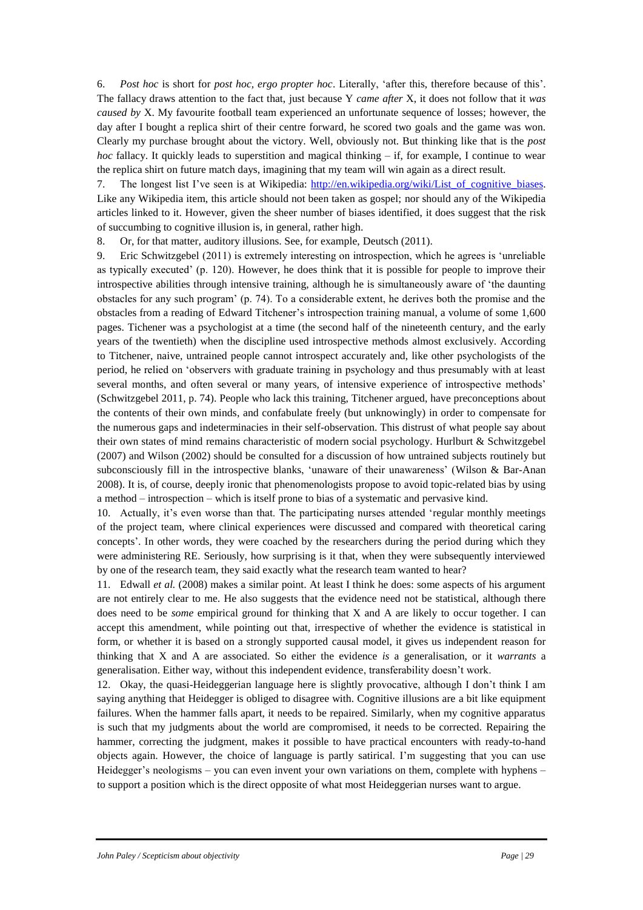6. *Post hoc* is short for *post hoc, ergo propter hoc*. Literally, 'after this, therefore because of this'. The fallacy draws attention to the fact that, just because Y *came after* X, it does not follow that it *was caused by* X. My favourite football team experienced an unfortunate sequence of losses; however, the day after I bought a replica shirt of their centre forward, he scored two goals and the game was won. Clearly my purchase brought about the victory. Well, obviously not. But thinking like that is the *post hoc* fallacy. It quickly leads to superstition and magical thinking – if, for example, I continue to wear the replica shirt on future match days, imagining that my team will win again as a direct result.

7. The longest list I've seen is at Wikipedia: [http://en.wikipedia.org/wiki/List_of_cognitive_biases](http://en.wikipedia.org/wiki/List_of_cognitive_biases). Like any Wikipedia item, this article should not been taken as gospel; nor should any of the Wikipedia articles linked to it. However, given the sheer number of biases identified, it does suggest that the risk of succumbing to cognitive illusion is, in general, rather high.

8. Or, for that matter, auditory illusions. See, for example, Deutsch (2011).

9. Eric Schwitzgebel (2011) is extremely interesting on introspection, which he agrees is 'unreliable as typically executed' (p. 120). However, he does think that it is possible for people to improve their introspective abilities through intensive training, although he is simultaneously aware of 'the daunting obstacles for any such program' (p. 74). To a considerable extent, he derives both the promise and the obstacles from a reading of Edward Titchener's introspection training manual, a volume of some 1,600 pages. Tichener was a psychologist at a time (the second half of the nineteenth century, and the early years of the twentieth) when the discipline used introspective methods almost exclusively. According to Titchener, naive, untrained people cannot introspect accurately and, like other psychologists of the period, he relied on 'observers with graduate training in psychology and thus presumably with at least several months, and often several or many years, of intensive experience of introspective methods' (Schwitzgebel 2011, p. 74). People who lack this training, Titchener argued, have preconceptions about the contents of their own minds, and confabulate freely (but unknowingly) in order to compensate for the numerous gaps and indeterminacies in their self-observation. This distrust of what people say about their own states of mind remains characteristic of modern social psychology. Hurlburt & Schwitzgebel (2007) and Wilson (2002) should be consulted for a discussion of how untrained subjects routinely but subconsciously fill in the introspective blanks, 'unaware of their unawareness' (Wilson & Bar-Anan 2008). It is, of course, deeply ironic that phenomenologists propose to avoid topic-related bias by using a method – introspection – which is itself prone to bias of a systematic and pervasive kind.

10. Actually, it's even worse than that. The participating nurses attended 'regular monthly meetings of the project team, where clinical experiences were discussed and compared with theoretical caring concepts'. In other words, they were coached by the researchers during the period during which they were administering RE. Seriously, how surprising is it that, when they were subsequently interviewed by one of the research team, they said exactly what the research team wanted to hear?

11. Edwall *et al.* (2008) makes a similar point. At least I think he does: some aspects of his argument are not entirely clear to me. He also suggests that the evidence need not be statistical, although there does need to be *some* empirical ground for thinking that X and A are likely to occur together. I can accept this amendment, while pointing out that, irrespective of whether the evidence is statistical in form, or whether it is based on a strongly supported causal model, it gives us independent reason for thinking that X and A are associated. So either the evidence *is* a generalisation, or it *warrants* a generalisation. Either way, without this independent evidence, transferability doesn't work.

12. Okay, the quasi-Heideggerian language here is slightly provocative, although I don't think I am saying anything that Heidegger is obliged to disagree with. Cognitive illusions are a bit like equipment failures. When the hammer falls apart, it needs to be repaired. Similarly, when my cognitive apparatus is such that my judgments about the world are compromised, it needs to be corrected. Repairing the hammer, correcting the judgment, makes it possible to have practical encounters with ready-to-hand objects again. However, the choice of language is partly satirical. I'm suggesting that you can use Heidegger's neologisms – you can even invent your own variations on them, complete with hyphens – to support a position which is the direct opposite of what most Heideggerian nurses want to argue.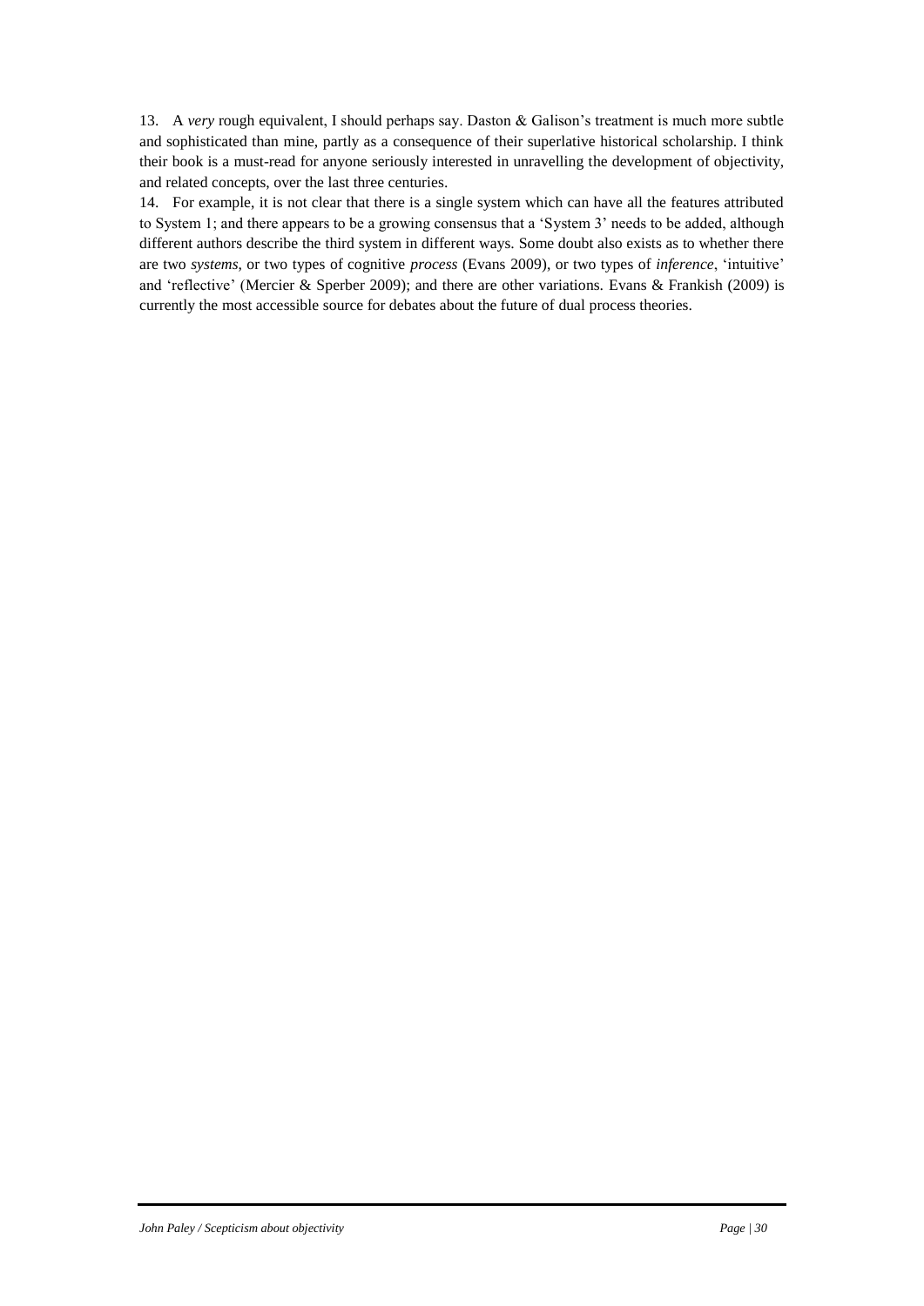13. A *very* rough equivalent, I should perhaps say. Daston & Galison's treatment is much more subtle and sophisticated than mine, partly as a consequence of their superlative historical scholarship. I think their book is a must-read for anyone seriously interested in unravelling the development of objectivity, and related concepts, over the last three centuries.

14. For example, it is not clear that there is a single system which can have all the features attributed to System 1; and there appears to be a growing consensus that a 'System 3' needs to be added, although different authors describe the third system in different ways. Some doubt also exists as to whether there are two *systems*, or two types of cognitive *process* (Evans 2009), or two types of *inference*, 'intuitive' and 'reflective' (Mercier & Sperber 2009); and there are other variations. Evans & Frankish (2009) is currently the most accessible source for debates about the future of dual process theories.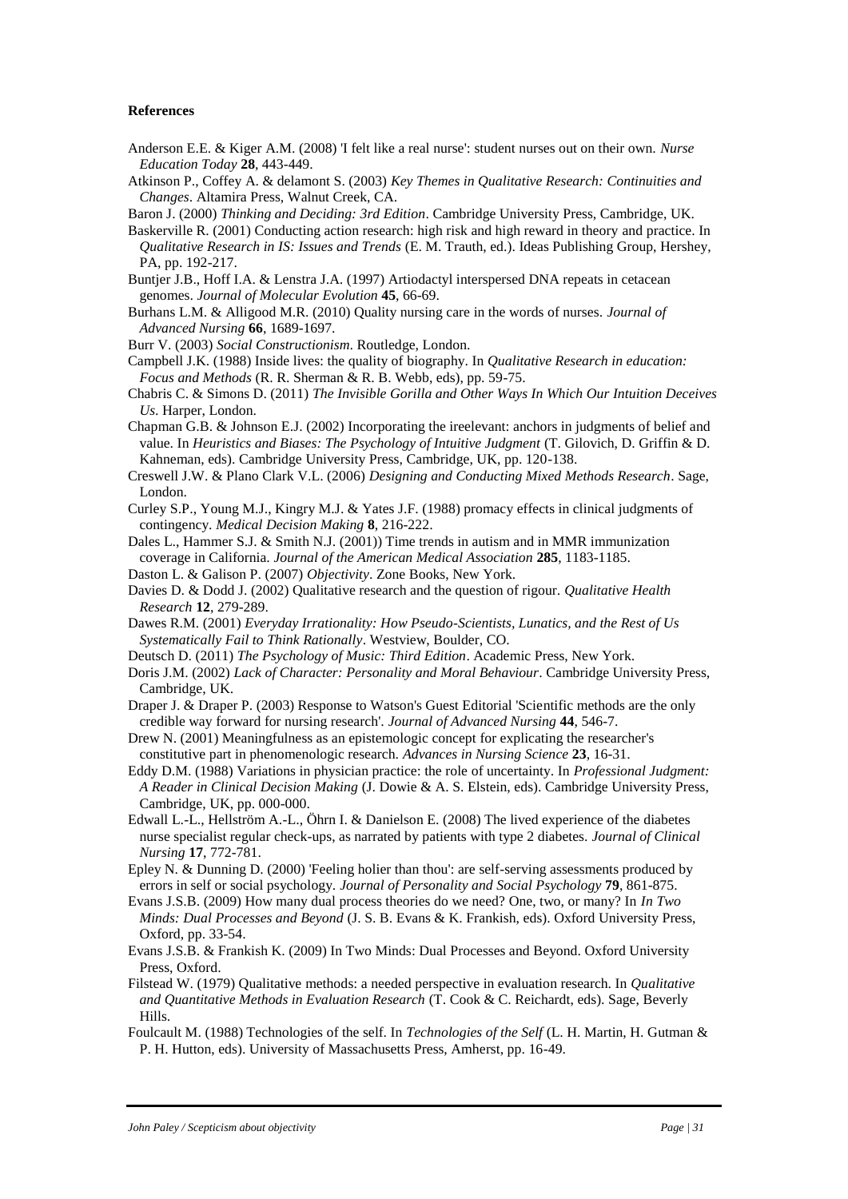**References**

Anderson E.E. & Kiger A.M. (2008) 'I felt like a real nurse': student nurses out on their own. *Nurse Education Today* **28**, 443-449.

Atkinson P., Coffey A. & delamont S. (2003) *Key Themes in Qualitative Research: Continuities and Changes*. Altamira Press, Walnut Creek, CA.

Baron J. (2000) *Thinking and Deciding: 3rd Edition*. Cambridge University Press, Cambridge, UK.

Baskerville R. (2001) Conducting action research: high risk and high reward in theory and practice. In *Qualitative Research in IS: Issues and Trends* (E. M. Trauth, ed.). Ideas Publishing Group, Hershey, PA, pp. 192-217.

Buntjer J.B., Hoff I.A. & Lenstra J.A. (1997) Artiodactyl interspersed DNA repeats in cetacean genomes. *Journal of Molecular Evolution* **45**, 66-69.

Burhans L.M. & Alligood M.R. (2010) Quality nursing care in the words of nurses. *Journal of Advanced Nursing* **66**, 1689-1697.

Burr V. (2003) *Social Constructionism*. Routledge, London.

Campbell J.K. (1988) Inside lives: the quality of biography. In *Qualitative Research in education: Focus and Methods* (R. R. Sherman & R. B. Webb, eds), pp. 59-75.

Chabris C. & Simons D. (2011) *The Invisible Gorilla and Other Ways In Which Our Intuition Deceives Us*. Harper, London.

Chapman G.B. & Johnson E.J. (2002) Incorporating the ireelevant: anchors in judgments of belief and value. In *Heuristics and Biases: The Psychology of Intuitive Judgment* (T. Gilovich, D. Griffin & D. Kahneman, eds). Cambridge University Press, Cambridge, UK, pp. 120-138.

Creswell J.W. & Plano Clark V.L. (2006) *Designing and Conducting Mixed Methods Research*. Sage, London.

Curley S.P., Young M.J., Kingry M.J. & Yates J.F. (1988) promacy effects in clinical judgments of contingency. *Medical Decision Making* **8**, 216-222.

Dales L., Hammer S.J. & Smith N.J. (2001)) Time trends in autism and in MMR immunization coverage in California. *Journal of the American Medical Association* **285**, 1183-1185.

Daston L. & Galison P. (2007) *Objectivity*. Zone Books, New York.

Davies D. & Dodd J. (2002) Qualitative research and the question of rigour. *Qualitative Health Research* **12**, 279-289.

Dawes R.M. (2001) *Everyday Irrationality: How Pseudo-Scientists, Lunatics, and the Rest of Us Systematically Fail to Think Rationally*. Westview, Boulder, CO.

Deutsch D. (2011) *The Psychology of Music: Third Edition*. Academic Press, New York.

Doris J.M. (2002) *Lack of Character: Personality and Moral Behaviour*. Cambridge University Press, Cambridge, UK.

Draper J. & Draper P. (2003) Response to Watson's Guest Editorial 'Scientific methods are the only credible way forward for nursing research'. *Journal of Advanced Nursing* **44**, 546-7.

Drew N. (2001) Meaningfulness as an epistemologic concept for explicating the researcher's constitutive part in phenomenologic research. *Advances in Nursing Science* **23**, 16-31.

Eddy D.M. (1988) Variations in physician practice: the role of uncertainty. In *Professional Judgment: A Reader in Clinical Decision Making* (J. Dowie & A. S. Elstein, eds). Cambridge University Press, Cambridge, UK, pp. 000-000.

Edwall L.-L., Hellström A.-L., Öhrn I. & Danielson E. (2008) The lived experience of the diabetes nurse specialist regular check-ups, as narrated by patients with type 2 diabetes. *Journal of Clinical Nursing* **17**, 772-781.

Epley N. & Dunning D. (2000) 'Feeling holier than thou': are self-serving assessments produced by errors in self or social psychology. *Journal of Personality and Social Psychology* **79**, 861-875.

Evans J.S.B. (2009) How many dual process theories do we need? One, two, or many? In *In Two Minds: Dual Processes and Beyond* (J. S. B. Evans & K. Frankish, eds). Oxford University Press, Oxford, pp. 33-54.

Evans J.S.B. & Frankish K. (2009) In Two Minds: Dual Processes and Beyond. Oxford University Press, Oxford.

Filstead W. (1979) Qualitative methods: a needed perspective in evaluation research. In *Qualitative and Quantitative Methods in Evaluation Research* (T. Cook & C. Reichardt, eds). Sage, Beverly Hills.

Foulcault M. (1988) Technologies of the self. In *Technologies of the Self* (L. H. Martin, H. Gutman & P. H. Hutton, eds). University of Massachusetts Press, Amherst, pp. 16-49.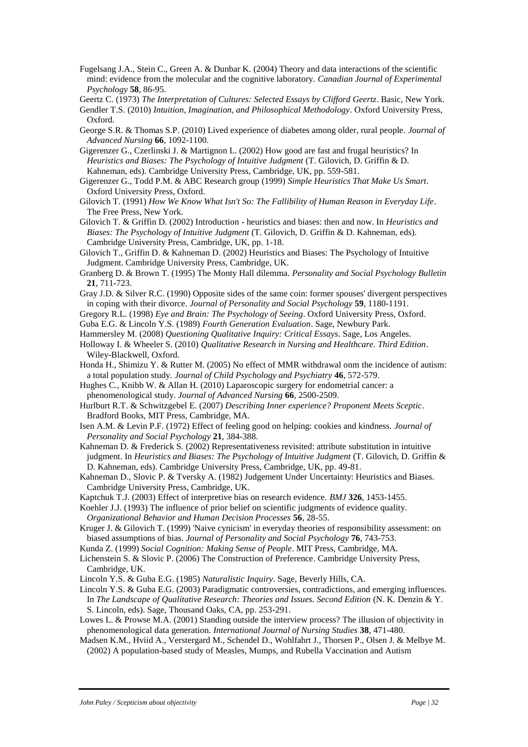Fugelsang J.A., Stein C., Green A. & Dunbar K. (2004) Theory and data interactions of the scientific mind: evidence from the molecular and the cognitive laboratory. *Canadian Journal of Experimental Psychology* **58**, 86-95.

Geertz C. (1973) *The Interpretation of Cultures: Selected Essays by Clifford Geertz*. Basic, New York.

Gendler T.S. (2010) *Intuition, Imagination, and Philosophical Methodology*. Oxford University Press, Oxford.

George S.R. & Thomas S.P. (2010) Lived experience of diabetes among older, rural people. *Journal of Advanced Nursing* **66**, 1092-1100.

Gigerenzer G., Czerlinski J. & Martignon L. (2002) How good are fast and frugal heuristics? In *Heuristics and Biases: The Psychology of Intuitive Judgment* (T. Gilovich, D. Griffin & D. Kahneman, eds). Cambridge University Press, Cambridge, UK, pp. 559-581.

Gigerenzer G., Todd P.M. & ABC Research group (1999) *Simple Heuristics That Make Us Smart*. Oxford University Press, Oxford.

Gilovich T. (1991) *How We Know What Isn't So: The Fallibility of Human Reason in Everyday Life*. The Free Press, New York.

Gilovich T. & Griffin D. (2002) Introduction - heuristics and biases: then and now. In *Heuristics and Biases: The Psychology of Intuitive Judgment* (T. Gilovich, D. Griffin & D. Kahneman, eds). Cambridge University Press, Cambridge, UK, pp. 1-18.

Gilovich T., Griffin D. & Kahneman D. (2002) Heuristics and Biases: The Psychology of Intuitive Judgment. Cambridge University Press, Cambridge, UK.

Granberg D. & Brown T. (1995) The Monty Hall dilemma. *Personality and Social Psychology Bulletin* **21**, 711-723.

Gray J.D. & Silver R.C. (1990) Opposite sides of the same coin: former spouses' divergent perspectives in coping with their divorce. *Journal of Personality and Social Psychology* **59**, 1180-1191.

Gregory R.L. (1998) *Eye and Brain: The Psychology of Seeing*. Oxford University Press, Oxford.

Guba E.G. & Lincoln Y.S. (1989) *Fourth Generation Evaluation*. Sage, Newbury Park.

Hammersley M. (2008) *Questioning Qualitative Inquiry: Critical Essays*. Sage, Los Angeles.

Holloway I. & Wheeler S. (2010) *Qualitative Research in Nursing and Healthcare. Third Edition*. Wiley-Blackwell, Oxford.

Honda H., Shimizu Y. & Rutter M. (2005) No effect of MMR withdrawal onm the incidence of autism: a total population study. *Journal of Child Psychology and Psychiatry* **46**, 572-579.

Hughes C., Knibb W. & Allan H. (2010) Laparoscopic surgery for endometrial cancer: a phenomenological study. *Journal of Advanced Nursing* **66**, 2500-2509.

Hurlburt R.T. & Schwitzgebel E. (2007) *Describing Inner experience? Proponent Meets Sceptic*. Bradford Books, MIT Press, Cambridge, MA.

Isen A.M. & Levin P.F. (1972) Effect of feeling good on helping: cookies and kindness. *Journal of Personality and Social Psychology* **21**, 384-388.

Kahneman D. & Frederick S. (2002) Representativeness revisited: attribute substitution in intuitive judgment. In *Heuristics and Biases: The Psychology of Intuitive Judgment* (T. Gilovich, D. Griffin & D. Kahneman, eds). Cambridge University Press, Cambridge, UK, pp. 49-81.

Kahneman D., Slovic P. & Tversky A. (1982) Judgement Under Uncertainty: Heuristics and Biases. Cambridge University Press, Cambridge, UK.

Kaptchuk T.J. (2003) Effect of interpretive bias on research evidence. *BMJ* **326**, 1453-1455.

Koehler J.J. (1993) The influence of prior belief on scientific judgments of evidence quality. *Organizational Behavior and Human Decision Processes* **56**, 28-55.

Kruger J. & Gilovich T. (1999) 'Naive cynicism' in everyday theories of responsibility assessment: on biased assumptions of bias. *Journal of Personality and Social Psychology* **76**, 743-753.

Kunda Z. (1999) *Social Cognition: Making Sense of People*. MIT Press, Cambridge, MA.

Lichenstein S. & Slovic P. (2006) The Construction of Preference. Cambridge University Press, Cambridge, UK.

Lincoln Y.S. & Guba E.G. (1985) *Naturalistic Inquiry*. Sage, Beverly Hills, CA.

Lincoln Y.S. & Guba E.G. (2003) Paradigmatic controversies, contradictions, and emerging influences. In *The Landscape of Qualitative Research: Theories and Issues. Second Edition* (N. K. Denzin & Y. S. Lincoln, eds). Sage, Thousand Oaks, CA, pp. 253-291.

Lowes L. & Prowse M.A. (2001) Standing outside the interview process? The illusion of objectivity in phenomenological data generation. *International Journal of Nursing Studies* **38**, 471-480.

Madsen K.M., Hviid A., Verstergard M., Schendel D., Wohlfahrt J., Thorsen P., Olsen J. & Melbye M. (2002) A population-based study of Measles, Mumps, and Rubella Vaccination and Autism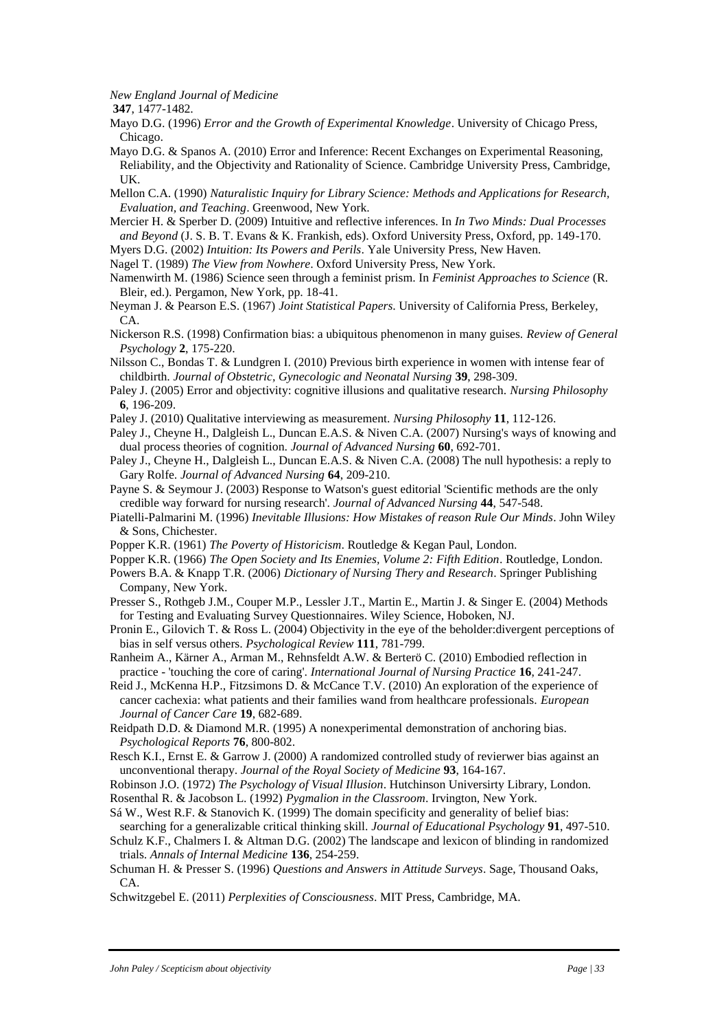*New England Journal of Medicine*
**347**, 1477-1482.

Mayo D.G. (1996) *Error and the Growth of Experimental Knowledge*. University of Chicago Press, Chicago.

Mayo D.G. & Spanos A. (2010) Error and Inference: Recent Exchanges on Experimental Reasoning, Reliability, and the Objectivity and Rationality of Science. Cambridge University Press, Cambridge, UK.

Mellon C.A. (1990) *Naturalistic Inquiry for Library Science: Methods and Applications for Research, Evaluation, and Teaching*. Greenwood, New York.

Mercier H. & Sperber D. (2009) Intuitive and reflective inferences. In *In Two Minds: Dual Processes and Beyond* (J. S. B. T. Evans & K. Frankish, eds). Oxford University Press, Oxford, pp. 149-170.

Myers D.G. (2002) *Intuition: Its Powers and Perils*. Yale University Press, New Haven.

Nagel T. (1989) *The View from Nowhere*. Oxford University Press, New York.

Namenwirth M. (1986) Science seen through a feminist prism. In *Feminist Approaches to Science* (R. Bleir, ed.). Pergamon, New York, pp. 18-41.

Neyman J. & Pearson E.S. (1967) *Joint Statistical Papers*. University of California Press, Berkeley, CA.

Nickerson R.S. (1998) Confirmation bias: a ubiquitous phenomenon in many guises. *Review of General Psychology* **2**, 175-220.

Nilsson C., Bondas T. & Lundgren I. (2010) Previous birth experience in women with intense fear of childbirth. *Journal of Obstetric, Gynecologic and Neonatal Nursing* **39**, 298-309.

Paley J. (2005) Error and objectivity: cognitive illusions and qualitative research. *Nursing Philosophy* **6**, 196-209.

Paley J. (2010) Qualitative interviewing as measurement. *Nursing Philosophy* **11**, 112-126.

Paley J., Cheyne H., Dalgleish L., Duncan E.A.S. & Niven C.A. (2007) Nursing's ways of knowing and dual process theories of cognition. *Journal of Advanced Nursing* **60**, 692-701.

Paley J., Cheyne H., Dalgleish L., Duncan E.A.S. & Niven C.A. (2008) The null hypothesis: a reply to Gary Rolfe. *Journal of Advanced Nursing* **64**, 209-210.

Payne S. & Seymour J. (2003) Response to Watson's guest editorial 'Scientific methods are the only credible way forward for nursing research'. *Journal of Advanced Nursing* **44**, 547-548.

Piatelli-Palmarini M. (1996) *Inevitable Illusions: How Mistakes of reason Rule Our Minds*. John Wiley & Sons, Chichester.

Popper K.R. (1961) *The Poverty of Historicism*. Routledge & Kegan Paul, London.

Popper K.R. (1966) *The Open Society and Its Enemies, Volume 2: Fifth Edition*. Routledge, London.

Powers B.A. & Knapp T.R. (2006) *Dictionary of Nursing Thery and Research*. Springer Publishing Company, New York.

Presser S., Rothgeb J.M., Couper M.P., Lessler J.T., Martin E., Martin J. & Singer E. (2004) Methods for Testing and Evaluating Survey Questionnaires. Wiley Science, Hoboken, NJ.

Pronin E., Gilovich T. & Ross L. (2004) Objectivity in the eye of the beholder:divergent perceptions of bias in self versus others. *Psychological Review* **111**, 781-799.

Ranheim A., Kärner A., Arman M., Rehnsfeldt A.W. & Berterö C. (2010) Embodied reflection in practice - 'touching the core of caring'. *International Journal of Nursing Practice* **16**, 241-247.

Reid J., McKenna H.P., Fitzsimons D. & McCance T.V. (2010) An exploration of the experience of cancer cachexia: what patients and their families wand from healthcare professionals. *European Journal of Cancer Care* **19**, 682-689.

Reidpath D.D. & Diamond M.R. (1995) A nonexperimental demonstration of anchoring bias. *Psychological Reports* **76**, 800-802.

Resch K.I., Ernst E. & Garrow J. (2000) A randomized controlled study of revierwer bias against an unconventional therapy. *Journal of the Royal Society of Medicine* **93**, 164-167.

Robinson J.O. (1972) *The Psychology of Visual Illusion*. Hutchinson Universirty Library, London.

Rosenthal R. & Jacobson L. (1992) *Pygmalion in the Classroom*. Irvington, New York.

Sá W., West R.F. & Stanovich K. (1999) The domain specificity and generality of belief bias: searching for a generalizable critical thinking skill. *Journal of Educational Psychology* **91**, 497-510.

Schulz K.F., Chalmers I. & Altman D.G. (2002) The landscape and lexicon of blinding in randomized trials. *Annals of Internal Medicine* **136**, 254-259.

Schuman H. & Presser S. (1996) *Questions and Answers in Attitude Surveys*. Sage, Thousand Oaks, CA.

Schwitzgebel E. (2011) *Perplexities of Consciousness*. MIT Press, Cambridge, MA.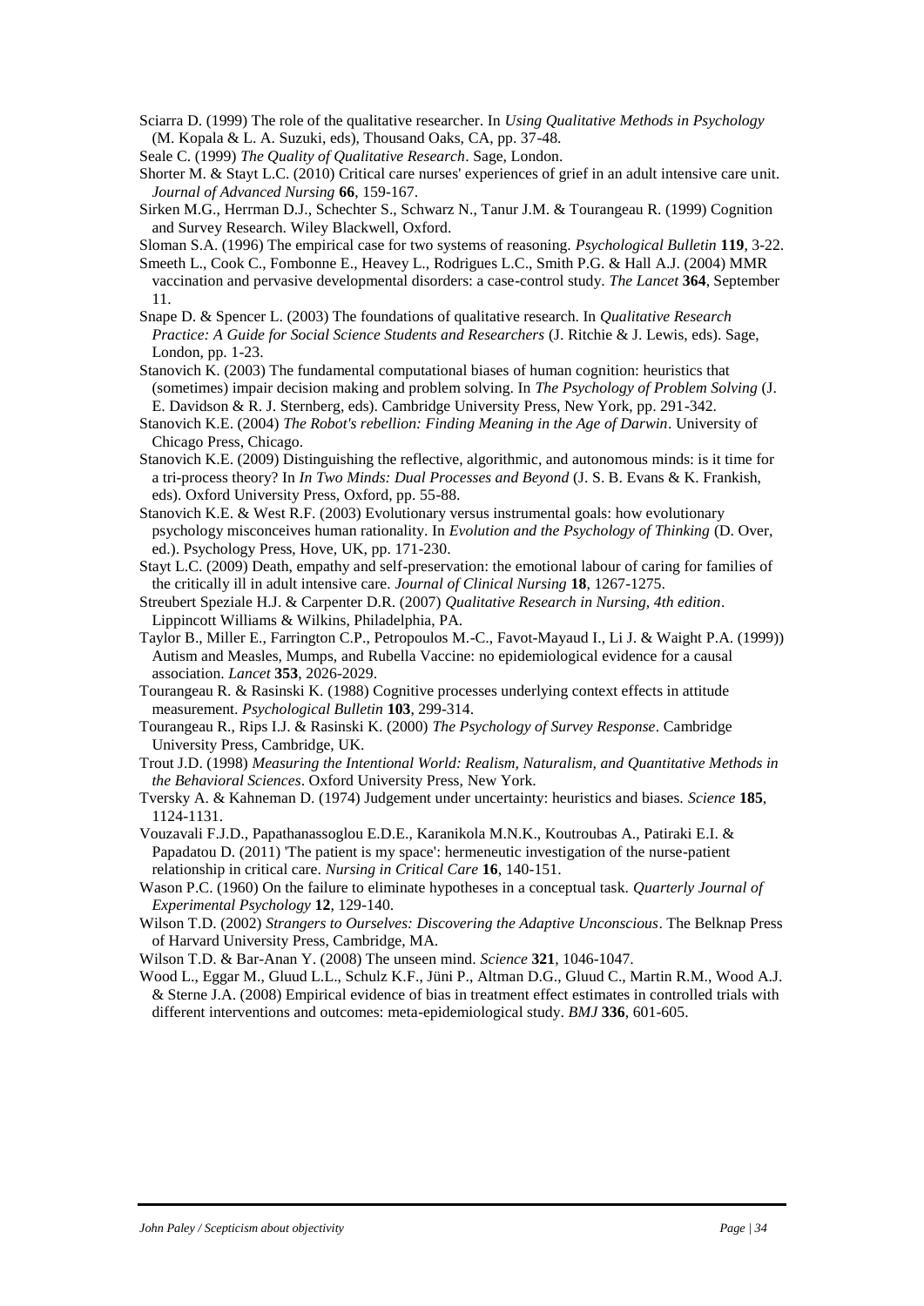Sciarra D. (1999) The role of the qualitative researcher. In *Using Qualitative Methods in Psychology* (M. Kopala & L. A. Suzuki, eds), Thousand Oaks, CA, pp. 37-48.

Seale C. (1999) *The Quality of Qualitative Research*. Sage, London.

Shorter M. & Stayt L.C. (2010) Critical care nurses' experiences of grief in an adult intensive care unit. *Journal of Advanced Nursing* **66**, 159-167.

Sirken M.G., Herrman D.J., Schechter S., Schwarz N., Tanur J.M. & Tourangeau R. (1999) Cognition and Survey Research. Wiley Blackwell, Oxford.

Sloman S.A. (1996) The empirical case for two systems of reasoning. *Psychological Bulletin* **119**, 3-22.

Smeeth L., Cook C., Fombonne E., Heavey L., Rodrigues L.C., Smith P.G. & Hall A.J. (2004) MMR vaccination and pervasive developmental disorders: a case-control study. *The Lancet* **364**, September 11.

Snape D. & Spencer L. (2003) The foundations of qualitative research. In *Qualitative Research Practice: A Guide for Social Science Students and Researchers* (J. Ritchie & J. Lewis, eds). Sage, London, pp. 1-23.

Stanovich K. (2003) The fundamental computational biases of human cognition: heuristics that (sometimes) impair decision making and problem solving. In *The Psychology of Problem Solving* (J. E. Davidson & R. J. Sternberg, eds). Cambridge University Press, New York, pp. 291-342.

Stanovich K.E. (2004) *The Robot's rebellion: Finding Meaning in the Age of Darwin*. University of Chicago Press, Chicago.

Stanovich K.E. (2009) Distinguishing the reflective, algorithmic, and autonomous minds: is it time for a tri-process theory? In *In Two Minds: Dual Processes and Beyond* (J. S. B. Evans & K. Frankish, eds). Oxford University Press, Oxford, pp. 55-88.

Stanovich K.E. & West R.F. (2003) Evolutionary versus instrumental goals: how evolutionary psychology misconceives human rationality. In *Evolution and the Psychology of Thinking* (D. Over, ed.). Psychology Press, Hove, UK, pp. 171-230.

Stayt L.C. (2009) Death, empathy and self-preservation: the emotional labour of caring for families of the critically ill in adult intensive care. *Journal of Clinical Nursing* **18**, 1267-1275.

Streubert Speziale H.J. & Carpenter D.R. (2007) *Qualitative Research in Nursing, 4th edition*. Lippincott Williams & Wilkins, Philadelphia, PA.

Taylor B., Miller E., Farrington C.P., Petropoulos M.-C., Favot-Mayaud I., Li J. & Waight P.A. (1999)) Autism and Measles, Mumps, and Rubella Vaccine: no epidemiological evidence for a causal association. *Lancet* **353**, 2026-2029.

Tourangeau R. & Rasinski K. (1988) Cognitive processes underlying context effects in attitude measurement. *Psychological Bulletin* **103**, 299-314.

Tourangeau R., Rips I.J. & Rasinski K. (2000) *The Psychology of Survey Response*. Cambridge University Press, Cambridge, UK.

Trout J.D. (1998) *Measuring the Intentional World: Realism, Naturalism, and Quantitative Methods in the Behavioral Sciences*. Oxford University Press, New York.

Tversky A. & Kahneman D. (1974) Judgement under uncertainty: heuristics and biases. *Science* **185**, 1124-1131.

Vouzavali F.J.D., Papathanassoglou E.D.E., Karanikola M.N.K., Koutroubas A., Patiraki E.I. & Papadatou D. (2011) 'The patient is my space': hermeneutic investigation of the nurse-patient relationship in critical care. *Nursing in Critical Care* **16**, 140-151.

Wason P.C. (1960) On the failure to eliminate hypotheses in a conceptual task. *Quarterly Journal of Experimental Psychology* **12**, 129-140.

Wilson T.D. (2002) *Strangers to Ourselves: Discovering the Adaptive Unconscious*. The Belknap Press of Harvard University Press, Cambridge, MA.

Wilson T.D. & Bar-Anan Y. (2008) The unseen mind. *Science* **321**, 1046-1047.

Wood L., Eggar M., Gluud L.L., Schulz K.F., Jüni P., Altman D.G., Gluud C., Martin R.M., Wood A.J. & Sterne J.A. (2008) Empirical evidence of bias in treatment effect estimates in controlled trials with different interventions and outcomes: meta-epidemiological study. *BMJ* **336**, 601-605.